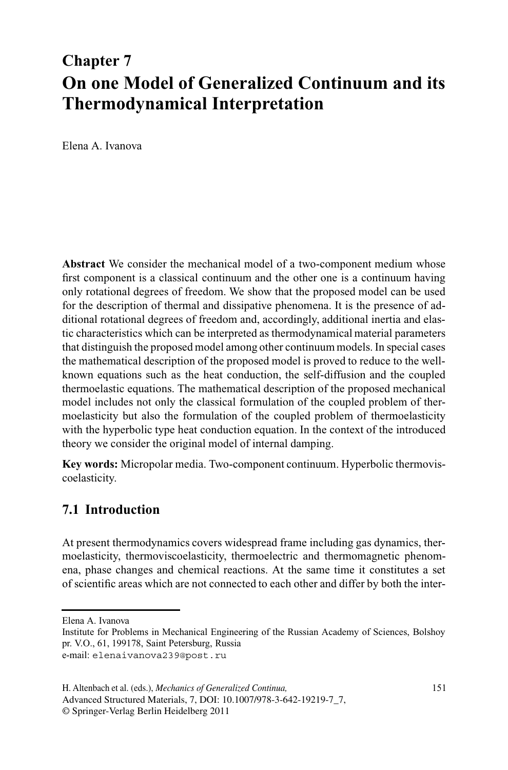# Chapter 7
# On one Model of Generalized Continuum and its Thermodynamical Interpretation

Elena A. Ivanova

**Abstract** We consider the mechanical model of a two-component medium whose first component is a classical continuum and the other one is a continuum having only rotational degrees of freedom. We show that the proposed model can be used for the description of thermal and dissipative phenomena. It is the presence of additional rotational degrees of freedom and, accordingly, additional inertia and elastic characteristics which can be interpreted as thermodynamical material parameters that distinguish the proposed model among other continuum models. In special cases the mathematical description of the proposed model is proved to reduce to the well-known equations such as the heat conduction, the self-diffusion and the coupled thermoelastic equations. The mathematical description of the proposed mechanical model includes not only the classical formulation of the coupled problem of thermoelasticity but also the formulation of the coupled problem of thermoelasticity with the hyperbolic type heat conduction equation. In the context of the introduced theory we consider the original model of internal damping.

**Key words:** Micropolar media. Two-component continuum. Hyperbolic thermoviscoelasticity.

## 7.1 Introduction

At present thermodynamics covers widespread frame including gas dynamics, thermoelasticity, thermoviscoelasticity, thermoelectric and thermomagnetic phenomena, phase changes and chemical reactions. At the same time it constitutes a set of scientific areas which are not connected to each other and differ by both the inter-

---

Elena A. Ivanova
Institute for Problems in Mechanical Engineering of the Russian Academy of Sciences, Bolshoy pr. V.O., 61, 199178, Saint Petersburg, Russia
e-mail: elenaivanova239@post.ru

H. Altenbach et al. (eds.), *Mechanics of Generalized Continua,*
Advanced Structured Materials, 7, DOI: 10.1007/978-3-642-19219-7_7,
© Springer-Verlag Berlin Heidelberg 2011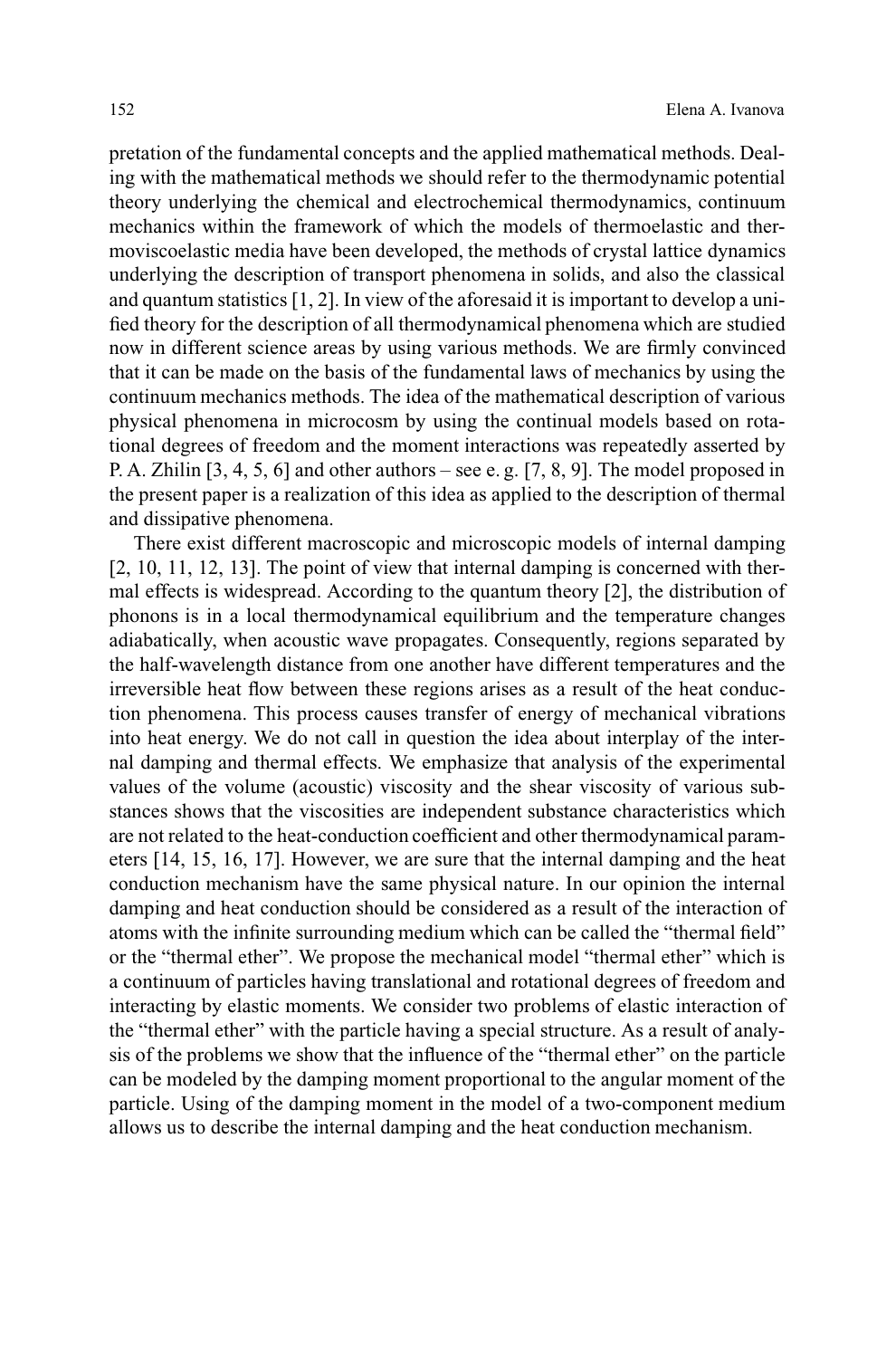pretation of the fundamental concepts and the applied mathematical methods. Dealing with the mathematical methods we should refer to the thermodynamic potential theory underlying the chemical and electrochemical thermodynamics, continuum mechanics within the framework of which the models of thermoelastic and thermoviscoelastic media have been developed, the methods of crystal lattice dynamics underlying the description of transport phenomena in solids, and also the classical and quantum statistics [1, 2]. In view of the aforesaid it is important to develop a unified theory for the description of all thermodynamical phenomena which are studied now in different science areas by using various methods. We are firmly convinced that it can be made on the basis of the fundamental laws of mechanics by using the continuum mechanics methods. The idea of the mathematical description of various physical phenomena in microcosm by using the continual models based on rotational degrees of freedom and the moment interactions was repeatedly asserted by P. A. Zhilin [3, 4, 5, 6] and other authors – see e. g. [7, 8, 9]. The model proposed in the present paper is a realization of this idea as applied to the description of thermal and dissipative phenomena.

There exist different macroscopic and microscopic models of internal damping [2, 10, 11, 12, 13]. The point of view that internal damping is concerned with thermal effects is widespread. According to the quantum theory [2], the distribution of phonons is in a local thermodynamical equilibrium and the temperature changes adiabatically, when acoustic wave propagates. Consequently, regions separated by the half-wavelength distance from one another have different temperatures and the irreversible heat flow between these regions arises as a result of the heat conduction phenomena. This process causes transfer of energy of mechanical vibrations into heat energy. We do not call in question the idea about interplay of the internal damping and thermal effects. We emphasize that analysis of the experimental values of the volume (acoustic) viscosity and the shear viscosity of various substances shows that the viscosities are independent substance characteristics which are not related to the heat-conduction coefficient and other thermodynamical parameters [14, 15, 16, 17]. However, we are sure that the internal damping and the heat conduction mechanism have the same physical nature. In our opinion the internal damping and heat conduction should be considered as a result of the interaction of atoms with the infinite surrounding medium which can be called the "thermal field" or the "thermal ether". We propose the mechanical model "thermal ether" which is a continuum of particles having translational and rotational degrees of freedom and interacting by elastic moments. We consider two problems of elastic interaction of the "thermal ether" with the particle having a special structure. As a result of analysis of the problems we show that the influence of the "thermal ether" on the particle can be modeled by the damping moment proportional to the angular moment of the particle. Using of the damping moment in the model of a two-component medium allows us to describe the internal damping and the heat conduction mechanism.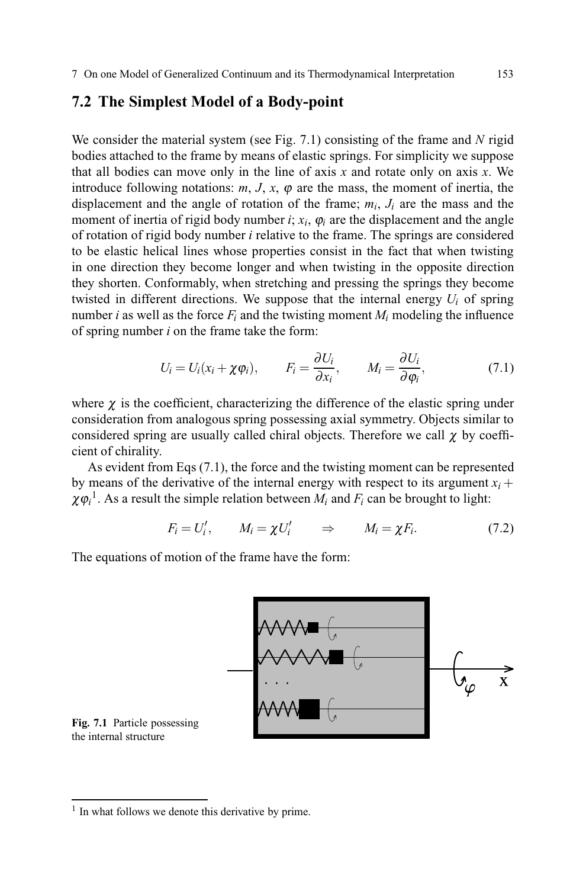## 7.2 The Simplest Model of a Body-point

We consider the material system (see Fig. 7.1) consisting of the frame and $N$ rigid bodies attached to the frame by means of elastic springs. For simplicity we suppose that all bodies can move only in the line of axis $x$ and rotate only on axis $x$. We introduce following notations: $m$, $J$, $x$, $\varphi$ are the mass, the moment of inertia, the displacement and the angle of rotation of the frame; $m_i$, $J_i$ are the mass and the moment of inertia of rigid body number $i$; $x_i$, $\varphi_i$ are the displacement and the angle of rotation of rigid body number $i$ relative to the frame. The springs are considered to be elastic helical lines whose properties consist in the fact that when twisting in one direction they become longer and when twisting in the opposite direction they shorten. Conformably, when stretching and pressing the springs they become twisted in different directions. We suppose that the internal energy $U_i$ of spring number $i$ as well as the force $F_i$ and the twisting moment $M_i$ modeling the influence of spring number $i$ on the frame take the form:

$$U_i = U_i(x_i + \chi\varphi_i), \qquad F_i = \frac{\partial U_i}{\partial x_i}, \qquad M_i = \frac{\partial U_i}{\partial \varphi_i}, \tag{7.1}$$

where $\chi$ is the coefficient, characterizing the difference of the elastic spring under consideration from analogous spring possessing axial symmetry. Objects similar to considered spring are usually called chiral objects. Therefore we call $\chi$ by coefficient of chirality.

As evident from Eqs (7.1), the force and the twisting moment can be represented by means of the derivative of the internal energy with respect to its argument $x_i + \chi\varphi_i$[1]. As a result the simple relation between $M_i$ and $F_i$ can be brought to light:

$$F_i = U_i', \qquad M_i = \chi U_i' \qquad \Rightarrow \qquad M_i = \chi F_i. \tag{7.2}$$

The equations of motion of the frame have the form:

Fig. 7.1 Particle possessing the internal structure

[1] In what follows we denote this derivative by prime.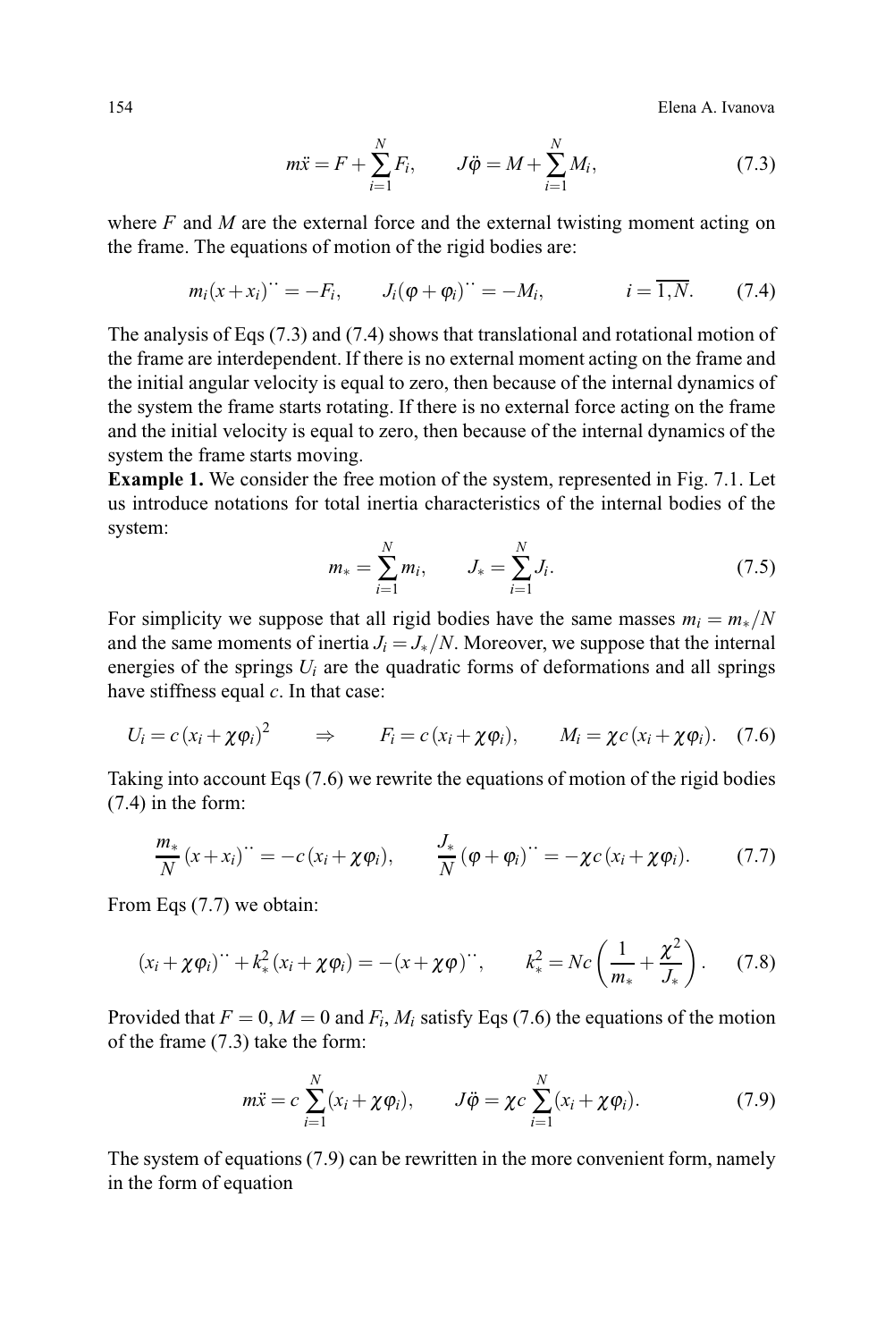$$m\ddot{x} = F + \sum_{i=1}^{N} F_i, \qquad J\ddot{\varphi} = M + \sum_{i=1}^{N} M_i, \tag{7.3}$$

where $F$ and $M$ are the external force and the external twisting moment acting on the frame. The equations of motion of the rigid bodies are:

$$m_i(x + x_i)^{\cdot\cdot} = -F_i, \qquad J_i(\varphi + \varphi_i)^{\cdot\cdot} = -M_i, \qquad i = \overline{1,N}. \tag{7.4}$$

The analysis of Eqs (7.3) and (7.4) shows that translational and rotational motion of the frame are interdependent. If there is no external moment acting on the frame and the initial angular velocity is equal to zero, then because of the internal dynamics of the system the frame starts rotating. If there is no external force acting on the frame and the initial velocity is equal to zero, then because of the internal dynamics of the system the frame starts moving.

**Example 1.** We consider the free motion of the system, represented in Fig. 7.1. Let us introduce notations for total inertia characteristics of the internal bodies of the system:

$$m_* = \sum_{i=1}^{N} m_i, \qquad J_* = \sum_{i=1}^{N} J_i. \tag{7.5}$$

For simplicity we suppose that all rigid bodies have the same masses $m_i = m_*/N$ and the same moments of inertia $J_i = J_*/N$. Moreover, we suppose that the internal energies of the springs $U_i$ are the quadratic forms of deformations and all springs have stiffness equal $c$. In that case:

$$U_i = c\,(x_i + \chi\varphi_i)^2 \qquad \Rightarrow \qquad F_i = c\,(x_i + \chi\varphi_i), \qquad M_i = \chi c\,(x_i + \chi\varphi_i). \tag{7.6}$$

Taking into account Eqs (7.6) we rewrite the equations of motion of the rigid bodies (7.4) in the form:

$$\frac{m_*}{N}\,(x + x_i)^{\cdot\cdot} = -c\,(x_i + \chi\varphi_i), \qquad \frac{J_*}{N}\,(\varphi + \varphi_i)^{\cdot\cdot} = -\chi c\,(x_i + \chi\varphi_i). \tag{7.7}$$

From Eqs (7.7) we obtain:

$$(x_i + \chi\varphi_i)^{\cdot\cdot} + k_*^2\,(x_i + \chi\varphi_i) = -(x + \chi\varphi)^{\cdot\cdot}, \qquad k_*^2 = Nc\left(\frac{1}{m_*} + \frac{\chi^2}{J_*}\right). \tag{7.8}$$

Provided that $F = 0$, $M = 0$ and $F_i$, $M_i$ satisfy Eqs (7.6) the equations of the motion of the frame (7.3) take the form:

$$m\ddot{x} = c\sum_{i=1}^{N}(x_i + \chi\varphi_i), \qquad J\ddot{\varphi} = \chi c\sum_{i=1}^{N}(x_i + \chi\varphi_i). \tag{7.9}$$

The system of equations (7.9) can be rewritten in the more convenient form, namely in the form of equation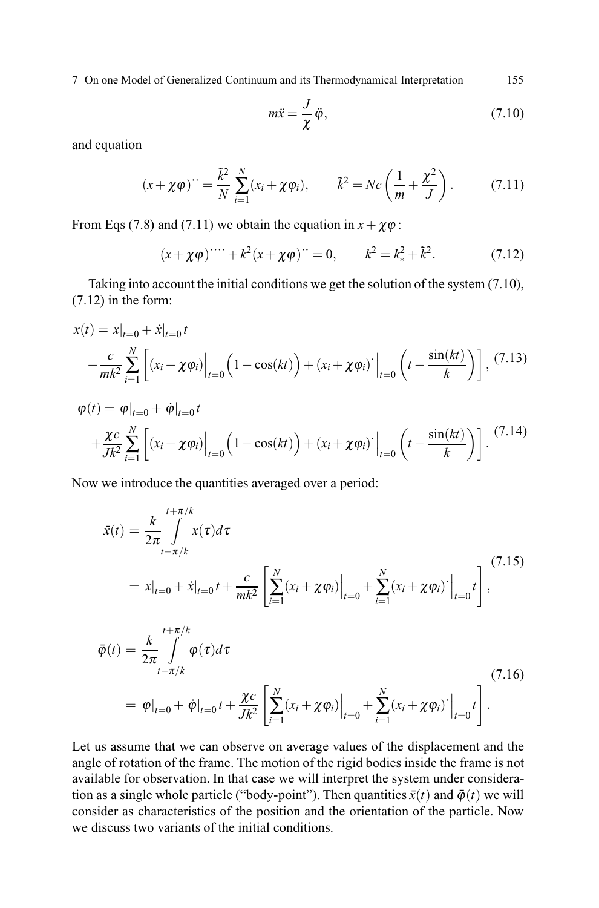$$m\ddot{x} = \frac{J}{\chi}\ddot{\varphi}, \tag{7.10}$$

and equation

$$(x+\chi\varphi)^{\cdot\cdot} = \frac{\tilde{k}^2}{N}\sum_{i=1}^{N}(x_i+\chi\varphi_i), \qquad \tilde{k}^2 = Nc\left(\frac{1}{m}+\frac{\chi^2}{J}\right). \tag{7.11}$$

From Eqs (7.8) and (7.11) we obtain the equation in $x+\chi\varphi$:

$$(x+\chi\varphi)^{\cdot\cdot\cdot\cdot} + k^2(x+\chi\varphi)^{\cdot\cdot} = 0, \qquad k^2 = k_*^2 + \tilde{k}^2. \tag{7.12}$$

Taking into account the initial conditions we get the solution of the system (7.10), (7.12) in the form:

$$\begin{aligned} x(t) &= x|_{t=0} + \dot{x}|_{t=0}\,t \\ &+ \frac{c}{mk^2}\sum_{i=1}^{N}\left[(x_i+\chi\varphi_i)\Big|_{t=0}\Big(1-\cos(kt)\Big) + (x_i+\chi\varphi_i)^{\cdot}\Big|_{t=0}\left(t-\frac{\sin(kt)}{k}\right)\right], \end{aligned} \tag{7.13}$$

$$\begin{aligned} \varphi(t) &= \varphi|_{t=0} + \dot{\varphi}|_{t=0}\,t \\ &+ \frac{\chi c}{Jk^2}\sum_{i=1}^{N}\left[(x_i+\chi\varphi_i)\Big|_{t=0}\Big(1-\cos(kt)\Big) + (x_i+\chi\varphi_i)^{\cdot}\Big|_{t=0}\left(t-\frac{\sin(kt)}{k}\right)\right]. \end{aligned} \tag{7.14}$$

Now we introduce the quantities averaged over a period:

$$\begin{aligned} \bar{x}(t) &= \frac{k}{2\pi}\int_{t-\pi/k}^{t+\pi/k} x(\tau)\,d\tau \\ &= x|_{t=0} + \dot{x}|_{t=0}\,t + \frac{c}{mk^2}\left[\sum_{i=1}^{N}(x_i+\chi\varphi_i)\Big|_{t=0} + \sum_{i=1}^{N}(x_i+\chi\varphi_i)^{\cdot}\Big|_{t=0}\,t\right], \end{aligned} \tag{7.15}$$

$$\begin{aligned} \bar{\varphi}(t) &= \frac{k}{2\pi}\int_{t-\pi/k}^{t+\pi/k} \varphi(\tau)\,d\tau \\ &= \varphi|_{t=0} + \dot{\varphi}|_{t=0}\,t + \frac{\chi c}{Jk^2}\left[\sum_{i=1}^{N}(x_i+\chi\varphi_i)\Big|_{t=0} + \sum_{i=1}^{N}(x_i+\chi\varphi_i)^{\cdot}\Big|_{t=0}\,t\right]. \end{aligned} \tag{7.16}$$

Let us assume that we can observe on average values of the displacement and the angle of rotation of the frame. The motion of the rigid bodies inside the frame is not available for observation. In that case we will interpret the system under consideration as a single whole particle ("body-point"). Then quantities $\bar{x}(t)$ and $\bar{\varphi}(t)$ we will consider as characteristics of the position and the orientation of the particle. Now we discuss two variants of the initial conditions.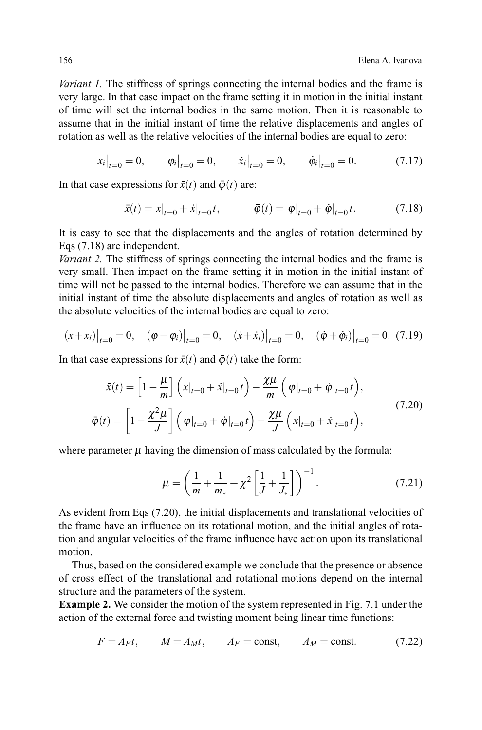*Variant 1.* The stiffness of springs connecting the internal bodies and the frame is very large. In that case impact on the frame setting it in motion in the initial instant of time will set the internal bodies in the same motion. Then it is reasonable to assume that in the initial instant of time the relative displacements and angles of rotation as well as the relative velocities of the internal bodies are equal to zero:

$$x_i\big|_{t=0} = 0, \qquad \varphi_i\big|_{t=0} = 0, \qquad \dot{x}_i\big|_{t=0} = 0, \qquad \dot{\varphi}_i\big|_{t=0} = 0. \tag{7.17}$$

In that case expressions for $\bar{x}(t)$ and $\bar{\varphi}(t)$ are:

$$\bar{x}(t) = x|_{t=0} + \dot{x}|_{t=0}\, t, \qquad \bar{\varphi}(t) = \varphi|_{t=0} + \dot{\varphi}|_{t=0}\, t. \tag{7.18}$$

It is easy to see that the displacements and the angles of rotation determined by Eqs (7.18) are independent.
*Variant 2.* The stiffness of springs connecting the internal bodies and the frame is very small. Then impact on the frame setting it in motion in the initial instant of time will not be passed to the internal bodies. Therefore we can assume that in the initial instant of time the absolute displacements and angles of rotation as well as the absolute velocities of the internal bodies are equal to zero:

$$(x+x_i)\big|_{t=0} = 0, \quad (\varphi+\varphi_i)\big|_{t=0} = 0, \quad (\dot{x}+\dot{x}_i)\big|_{t=0} = 0, \quad (\dot{\varphi}+\dot{\varphi}_i)\big|_{t=0} = 0. \tag{7.19}$$

In that case expressions for $\bar{x}(t)$ and $\bar{\varphi}(t)$ take the form:

$$
\begin{aligned}
\bar{x}(t) &= \left[1 - \frac{\mu}{m}\right] \Big( x|_{t=0} + \dot{x}|_{t=0}\, t \Big) - \frac{\chi\mu}{m} \Big( \varphi|_{t=0} + \dot{\varphi}|_{t=0}\, t \Big), \\
\bar{\varphi}(t) &= \left[1 - \frac{\chi^2\mu}{J}\right] \Big( \varphi|_{t=0} + \dot{\varphi}|_{t=0}\, t \Big) - \frac{\chi\mu}{J} \Big( x|_{t=0} + \dot{x}|_{t=0}\, t \Big),
\end{aligned} \tag{7.20}
$$

where parameter $\mu$ having the dimension of mass calculated by the formula:

$$\mu = \left( \frac{1}{m} + \frac{1}{m_*} + \chi^2 \left[ \frac{1}{J} + \frac{1}{J_*} \right] \right)^{-1}. \tag{7.21}$$

As evident from Eqs (7.20), the initial displacements and translational velocities of the frame have an influence on its rotational motion, and the initial angles of rotation and angular velocities of the frame influence have action upon its translational motion.

Thus, based on the considered example we conclude that the presence or absence of cross effect of the translational and rotational motions depend on the internal structure and the parameters of the system.

**Example 2.** We consider the motion of the system represented in Fig. 7.1 under the action of the external force and twisting moment being linear time functions:

$$F = A_F t, \qquad M = A_M t, \qquad A_F = \text{const}, \qquad A_M = \text{const}. \tag{7.22}$$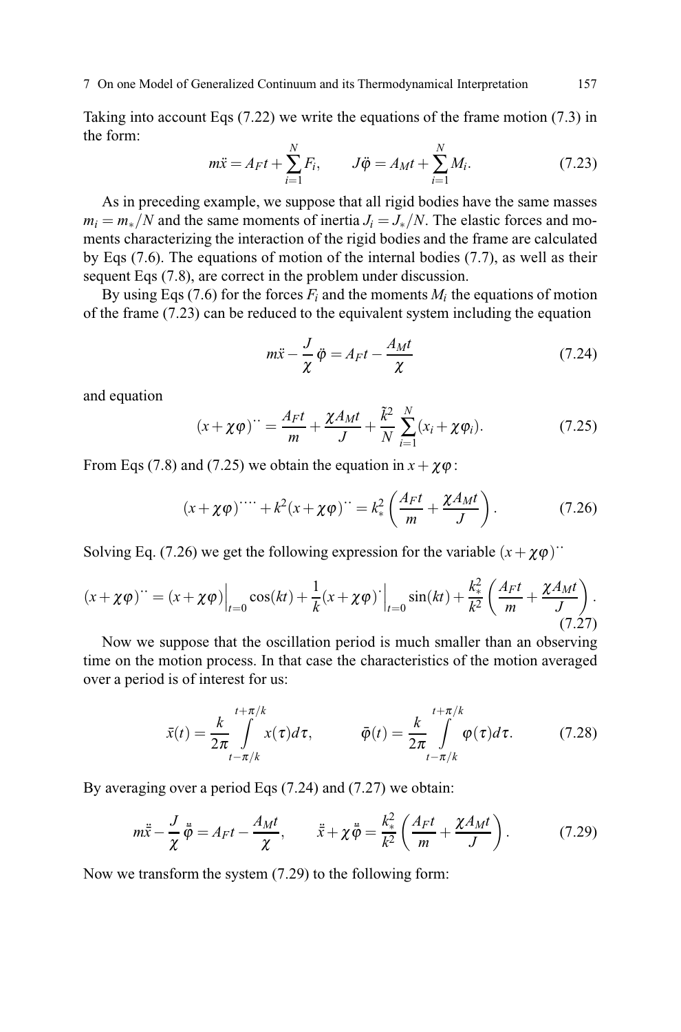Taking into account Eqs (7.22) we write the equations of the frame motion (7.3) in the form:

$$m\ddot{x} = A_F t + \sum_{i=1}^{N} F_i, \qquad J\ddot{\varphi} = A_M t + \sum_{i=1}^{N} M_i. \tag{7.23}$$

As in preceding example, we suppose that all rigid bodies have the same masses $m_i = m_*/N$ and the same moments of inertia $J_i = J_*/N$. The elastic forces and moments characterizing the interaction of the rigid bodies and the frame are calculated by Eqs (7.6). The equations of motion of the internal bodies (7.7), as well as their sequent Eqs (7.8), are correct in the problem under discussion.

By using Eqs (7.6) for the forces $F_i$ and the moments $M_i$ the equations of motion of the frame (7.23) can be reduced to the equivalent system including the equation

$$m\ddot{x} - \frac{J}{\chi}\ddot{\varphi} = A_F t - \frac{A_M t}{\chi} \tag{7.24}$$

and equation

$$(x + \chi\varphi)^{\cdot\cdot} = \frac{A_F t}{m} + \frac{\chi A_M t}{J} + \frac{\tilde{k}^2}{N}\sum_{i=1}^{N}(x_i + \chi\varphi_i). \tag{7.25}$$

From Eqs (7.8) and (7.25) we obtain the equation in $x + \chi\varphi$:

$$(x + \chi\varphi)^{\cdot\cdot\cdot\cdot} + k^2 (x + \chi\varphi)^{\cdot\cdot} = k_*^2 \left( \frac{A_F t}{m} + \frac{\chi A_M t}{J} \right). \tag{7.26}$$

Solving Eq. (7.26) we get the following expression for the variable $(x + \chi\varphi)^{\cdot\cdot}$

$$(x + \chi\varphi)^{\cdot\cdot} = (x + \chi\varphi)\Big|_{t=0} \cos(kt) + \frac{1}{k}(x + \chi\varphi)^{\cdot}\Big|_{t=0} \sin(kt) + \frac{k_*^2}{k^2}\left( \frac{A_F t}{m} + \frac{\chi A_M t}{J} \right). \tag{7.27}$$

Now we suppose that the oscillation period is much smaller than an observing time on the motion process. In that case the characteristics of the motion averaged over a period is of interest for us:

$$\bar{x}(t) = \frac{k}{2\pi}\int_{t-\pi/k}^{t+\pi/k} x(\tau)d\tau, \qquad \bar{\varphi}(t) = \frac{k}{2\pi}\int_{t-\pi/k}^{t+\pi/k} \varphi(\tau)d\tau. \tag{7.28}$$

By averaging over a period Eqs (7.24) and (7.27) we obtain:

$$m\ddot{\bar{x}} - \frac{J}{\chi}\ddot{\bar{\varphi}} = A_F t - \frac{A_M t}{\chi}, \qquad \ddot{\bar{x}} + \chi\ddot{\bar{\varphi}} = \frac{k_*^2}{k^2}\left( \frac{A_F t}{m} + \frac{\chi A_M t}{J} \right). \tag{7.29}$$

Now we transform the system (7.29) to the following form: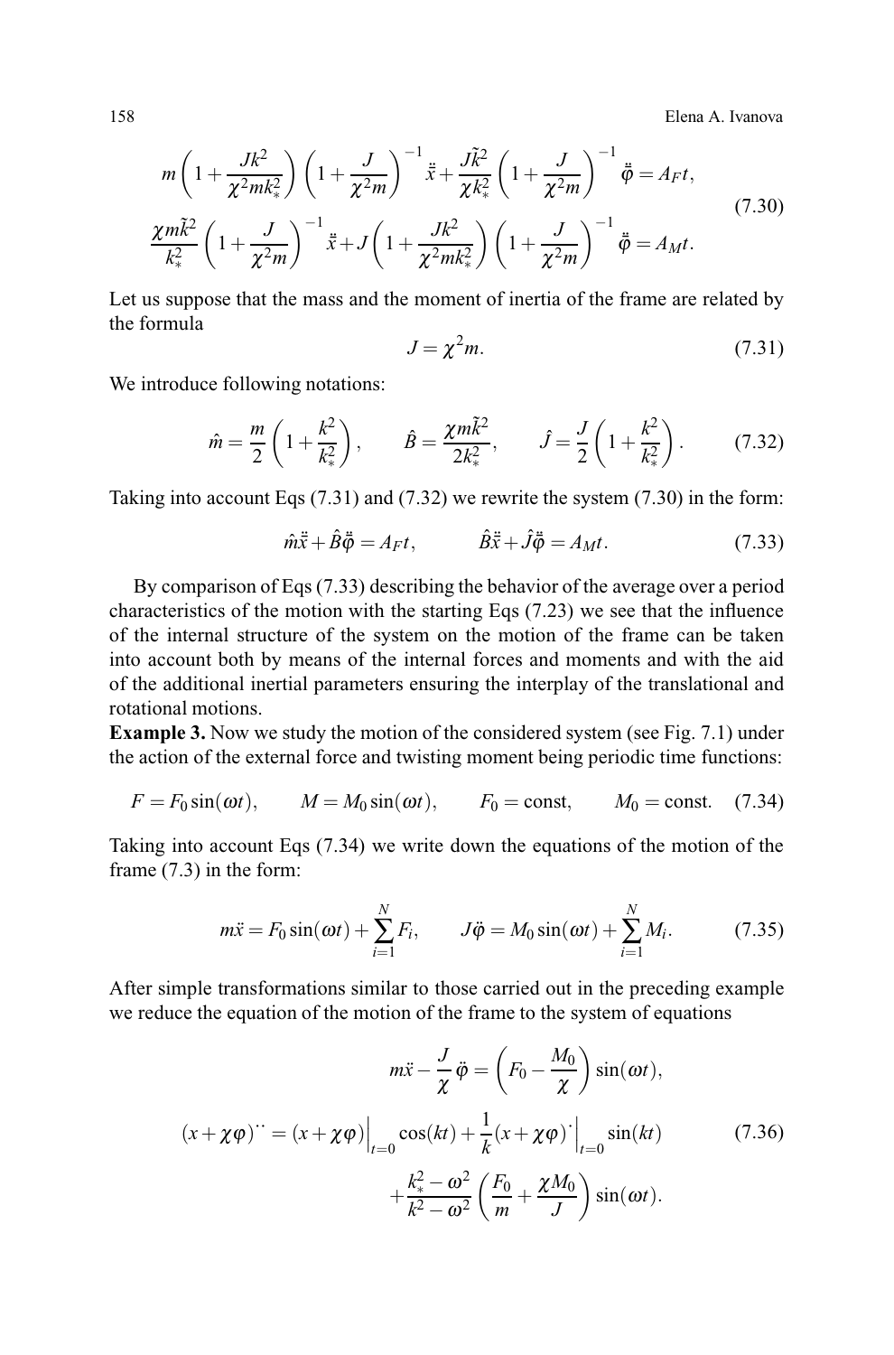$$
\begin{aligned}
& m\left(1+\frac{Jk^2}{\chi^2 m k_*^2}\right)\left(1+\frac{J}{\chi^2 m}\right)^{-1}\ddot{\bar{x}}+\frac{J\tilde{k}^2}{\chi k_*^2}\left(1+\frac{J}{\chi^2 m}\right)^{-1}\ddot{\bar{\varphi}}=A_F t, \\
& \frac{\chi m\tilde{k}^2}{k_*^2}\left(1+\frac{J}{\chi^2 m}\right)^{-1}\ddot{\bar{x}}+J\left(1+\frac{Jk^2}{\chi^2 m k_*^2}\right)\left(1+\frac{J}{\chi^2 m}\right)^{-1}\ddot{\bar{\varphi}}=A_M t.
\end{aligned}
\tag{7.30}
$$

Let us suppose that the mass and the moment of inertia of the frame are related by the formula

$$
J=\chi^2 m. \tag{7.31}
$$

We introduce following notations:

$$
\hat{m}=\frac{m}{2}\left(1+\frac{k^2}{k_*^2}\right), \qquad \hat{B}=\frac{\chi m\tilde{k}^2}{2k_*^2}, \qquad \hat{J}=\frac{J}{2}\left(1+\frac{k^2}{k_*^2}\right). \tag{7.32}
$$

Taking into account Eqs (7.31) and (7.32) we rewrite the system (7.30) in the form:

$$
\hat{m}\ddot{\bar{x}}+\hat{B}\ddot{\bar{\varphi}}=A_F t, \qquad \hat{B}\ddot{\bar{x}}+\hat{J}\ddot{\bar{\varphi}}=A_M t. \tag{7.33}
$$

By comparison of Eqs (7.33) describing the behavior of the average over a period characteristics of the motion with the starting Eqs (7.23) we see that the influence of the internal structure of the system on the motion of the frame can be taken into account both by means of the internal forces and moments and with the aid of the additional inertial parameters ensuring the interplay of the translational and rotational motions.

**Example 3.** Now we study the motion of the considered system (see Fig. 7.1) under the action of the external force and twisting moment being periodic time functions:

$$
F=F_0\sin(\omega t), \qquad M=M_0\sin(\omega t), \qquad F_0=\text{const}, \qquad M_0=\text{const}. \tag{7.34}
$$

Taking into account Eqs (7.34) we write down the equations of the motion of the frame (7.3) in the form:

$$
m\ddot{x}=F_0\sin(\omega t)+\sum_{i=1}^{N}F_i, \qquad J\ddot{\varphi}=M_0\sin(\omega t)+\sum_{i=1}^{N}M_i. \tag{7.35}
$$

After simple transformations similar to those carried out in the preceding example we reduce the equation of the motion of the frame to the system of equations

$$
\begin{aligned}
m\ddot{x}-\frac{J}{\chi}\ddot{\varphi}&=\left(F_0-\frac{M_0}{\chi}\right)\sin(\omega t), \\
(x+\chi\varphi)^{\cdot\cdot}&=(x+\chi\varphi)\Big|_{t=0}\cos(kt)+\frac{1}{k}(x+\chi\varphi)^{\cdot}\Big|_{t=0}\sin(kt) \\
&\quad+\frac{k_*^2-\omega^2}{k^2-\omega^2}\left(\frac{F_0}{m}+\frac{\chi M_0}{J}\right)\sin(\omega t).
\end{aligned}
\tag{7.36}
$$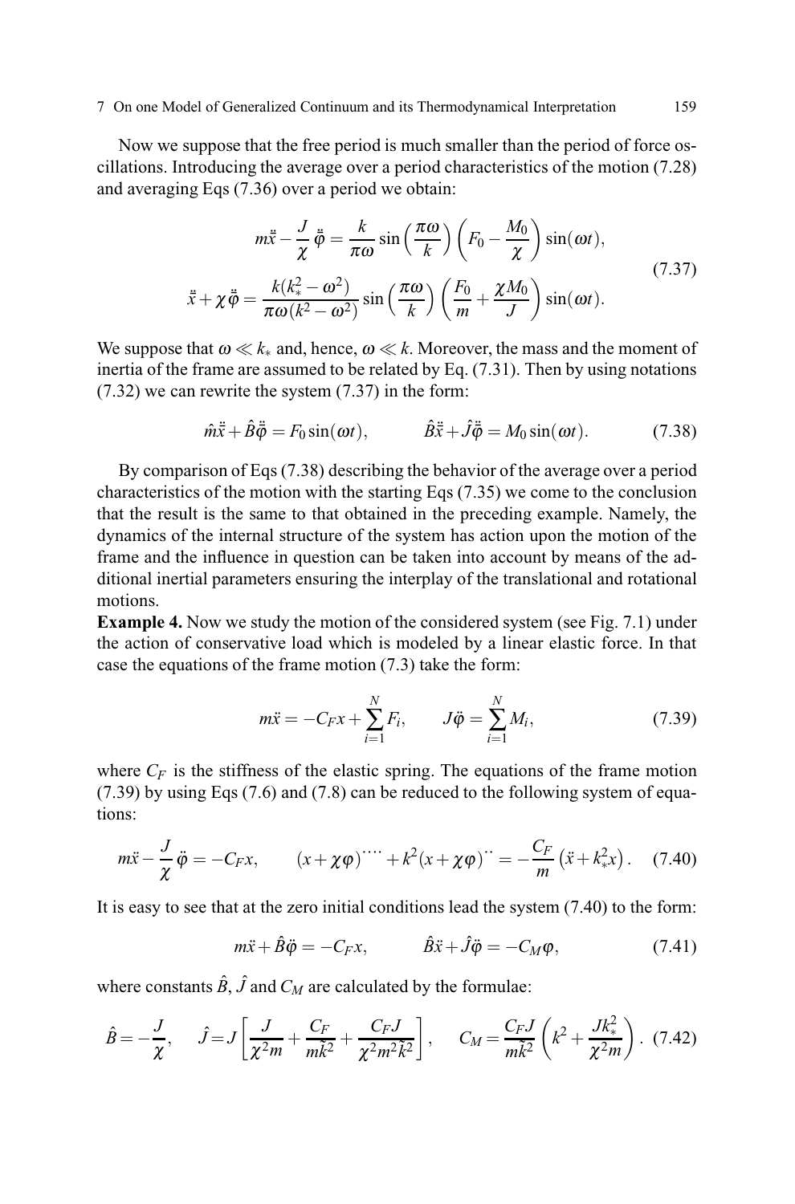Now we suppose that the free period is much smaller than the period of force oscillations. Introducing the average over a period characteristics of the motion (7.28) and averaging Eqs (7.36) over a period we obtain:

$$
\begin{gathered}
m\ddot{\bar{x}} - \frac{J}{\chi}\ddot{\bar{\varphi}} = \frac{k}{\pi\omega}\sin\left(\frac{\pi\omega}{k}\right)\left(F_0 - \frac{M_0}{\chi}\right)\sin(\omega t), \\
\ddot{\bar{x}} + \chi\ddot{\bar{\varphi}} = \frac{k(k_*^2 - \omega^2)}{\pi\omega(k^2 - \omega^2)}\sin\left(\frac{\pi\omega}{k}\right)\left(\frac{F_0}{m} + \frac{\chi M_0}{J}\right)\sin(\omega t).
\end{gathered}
\tag{7.37}
$$

We suppose that $\omega \ll k_*$ and, hence, $\omega \ll k$. Moreover, the mass and the moment of inertia of the frame are assumed to be related by Eq. (7.31). Then by using notations (7.32) we can rewrite the system (7.37) in the form:

$$
\hat{m}\ddot{\bar{x}} + \hat{B}\ddot{\bar{\varphi}} = F_0\sin(\omega t), \qquad \hat{B}\ddot{\bar{x}} + \hat{J}\ddot{\bar{\varphi}} = M_0\sin(\omega t). \tag{7.38}
$$

By comparison of Eqs (7.38) describing the behavior of the average over a period characteristics of the motion with the starting Eqs (7.35) we come to the conclusion that the result is the same to that obtained in the preceding example. Namely, the dynamics of the internal structure of the system has action upon the motion of the frame and the influence in question can be taken into account by means of the additional inertial parameters ensuring the interplay of the translational and rotational motions.

**Example 4.** Now we study the motion of the considered system (see Fig. 7.1) under the action of conservative load which is modeled by a linear elastic force. In that case the equations of the frame motion (7.3) take the form:

$$
m\ddot{x} = -C_F x + \sum_{i=1}^{N} F_i, \qquad J\ddot{\varphi} = \sum_{i=1}^{N} M_i, \tag{7.39}
$$

where $C_F$ is the stiffness of the elastic spring. The equations of the frame motion (7.39) by using Eqs (7.6) and (7.8) can be reduced to the following system of equations:

$$
m\ddot{x} - \frac{J}{\chi}\ddot{\varphi} = -C_F x, \qquad (x + \chi\varphi)^{\cdot\cdot\cdot\cdot} + k^2(x + \chi\varphi)^{\cdot\cdot} = -\frac{C_F}{m}\left(\ddot{x} + k_*^2 x\right). \tag{7.40}
$$

It is easy to see that at the zero initial conditions lead the system (7.40) to the form:

$$
m\ddot{x} + \hat{B}\ddot{\varphi} = -C_F x, \qquad \hat{B}\ddot{x} + \hat{J}\ddot{\varphi} = -C_M\varphi, \tag{7.41}
$$

where constants $\hat{B}$, $\hat{J}$ and $C_M$ are calculated by the formulae:

$$
\hat{B} = -\frac{J}{\chi}, \quad \hat{J} = J\left[\frac{J}{\chi^2 m} + \frac{C_F}{m\tilde{k}^2} + \frac{C_F J}{\chi^2 m^2 \tilde{k}^2}\right], \quad C_M = \frac{C_F J}{m\tilde{k}^2}\left(k^2 + \frac{J k_*^2}{\chi^2 m}\right). \tag{7.42}
$$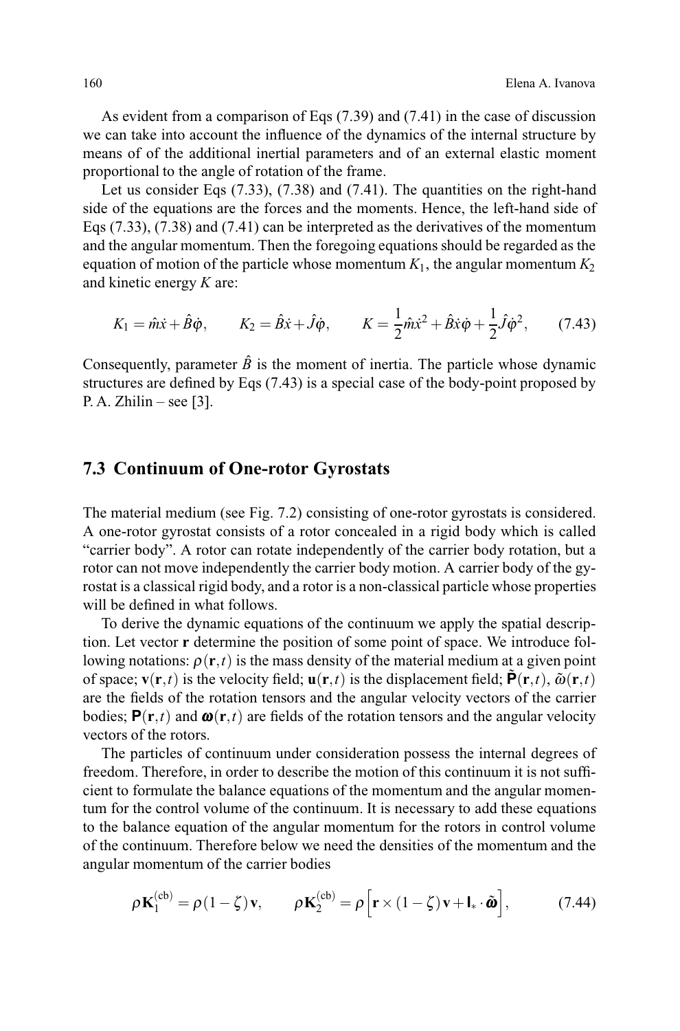As evident from a comparison of Eqs (7.39) and (7.41) in the case of discussion we can take into account the influence of the dynamics of the internal structure by means of of the additional inertial parameters and of an external elastic moment proportional to the angle of rotation of the frame.

Let us consider Eqs (7.33), (7.38) and (7.41). The quantities on the right-hand side of the equations are the forces and the moments. Hence, the left-hand side of Eqs (7.33), (7.38) and (7.41) can be interpreted as the derivatives of the momentum and the angular momentum. Then the foregoing equations should be regarded as the equation of motion of the particle whose momentum $K_1$, the angular momentum $K_2$ and kinetic energy $K$ are:

$$K_1 = \hat{m}\dot{x} + \hat{B}\dot{\varphi}, \qquad K_2 = \hat{B}\dot{x} + \hat{J}\dot{\varphi}, \qquad K = \frac{1}{2}\hat{m}\dot{x}^2 + \hat{B}\dot{x}\dot{\varphi} + \frac{1}{2}\hat{J}\dot{\varphi}^2, \qquad (7.43)$$

Consequently, parameter $\hat{B}$ is the moment of inertia. The particle whose dynamic structures are defined by Eqs (7.43) is a special case of the body-point proposed by P. A. Zhilin – see [3].

## 7.3 Continuum of One-rotor Gyrostats

The material medium (see Fig. 7.2) consisting of one-rotor gyrostats is considered. A one-rotor gyrostat consists of a rotor concealed in a rigid body which is called "carrier body". A rotor can rotate independently of the carrier body rotation, but a rotor can not move independently the carrier body motion. A carrier body of the gyrostat is a classical rigid body, and a rotor is a non-classical particle whose properties will be defined in what follows.

To derive the dynamic equations of the continuum we apply the spatial description. Let vector $\mathbf{r}$ determine the position of some point of space. We introduce following notations: $\rho(\mathbf{r},t)$ is the mass density of the material medium at a given point of space; $\mathbf{v}(\mathbf{r},t)$ is the velocity field; $\mathbf{u}(\mathbf{r},t)$ is the displacement field; $\tilde{\mathbf{P}}(\mathbf{r},t)$, $\tilde{\omega}(\mathbf{r},t)$ are the fields of the rotation tensors and the angular velocity vectors of the carrier bodies; $\mathbf{P}(\mathbf{r},t)$ and $\boldsymbol{\omega}(\mathbf{r},t)$ are fields of the rotation tensors and the angular velocity vectors of the rotors.

The particles of continuum under consideration possess the internal degrees of freedom. Therefore, in order to describe the motion of this continuum it is not sufficient to formulate the balance equations of the momentum and the angular momentum for the control volume of the continuum. It is necessary to add these equations to the balance equation of the angular momentum for the rotors in control volume of the continuum. Therefore below we need the densities of the momentum and the angular momentum of the carrier bodies

$$\rho\mathbf{K}_1^{(\mathrm{cb})} = \rho(1-\zeta)\mathbf{v}, \qquad \rho\mathbf{K}_2^{(\mathrm{cb})} = \rho\Big[\mathbf{r}\times(1-\zeta)\mathbf{v} + \mathbf{I}_*\cdot\tilde{\boldsymbol{\omega}}\Big], \qquad (7.44)$$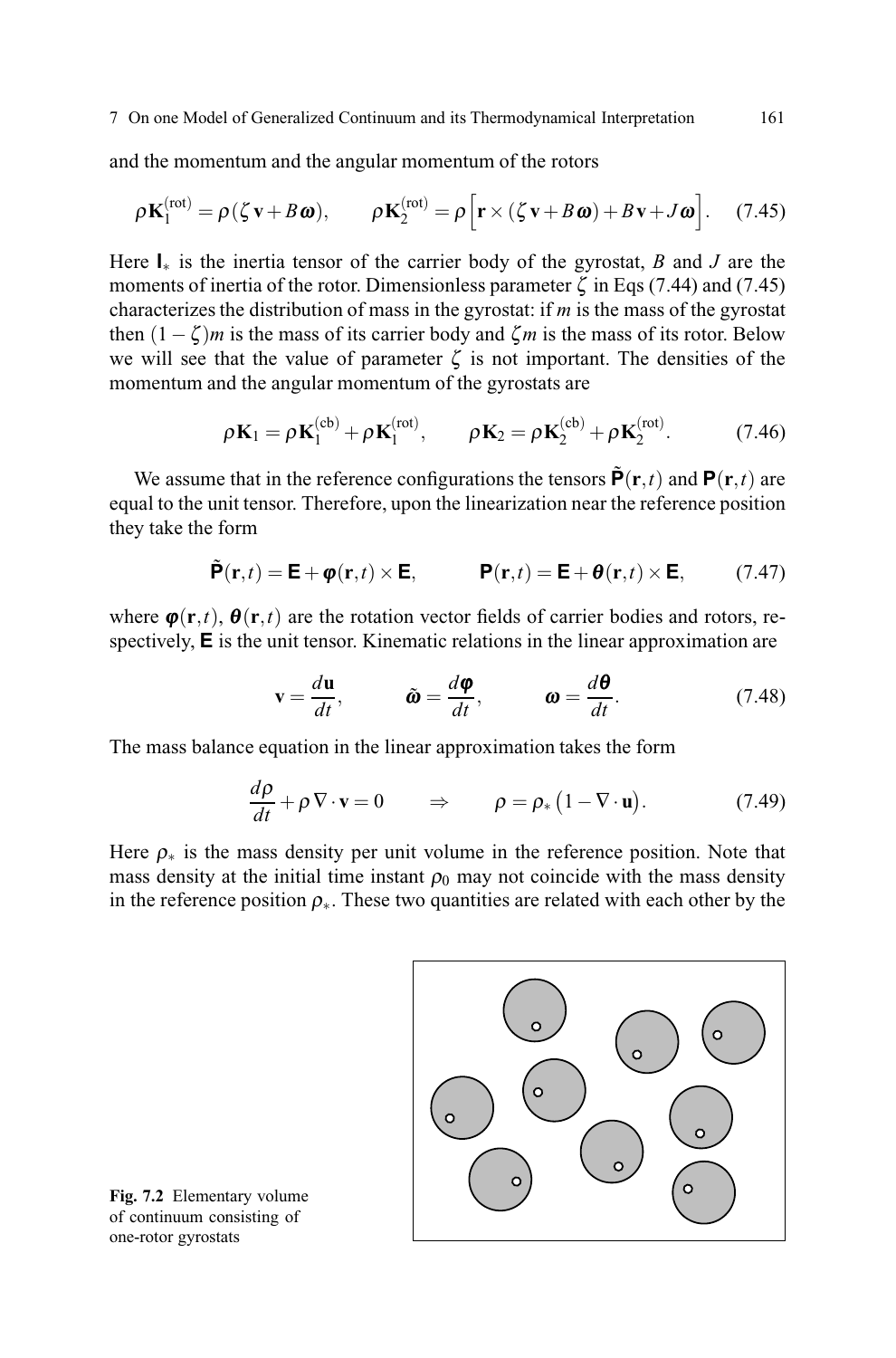and the momentum and the angular momentum of the rotors

$$\rho \mathbf{K}_1^{(\mathrm{rot})} = \rho(\zeta \mathbf{v} + B\boldsymbol{\omega}), \qquad \rho \mathbf{K}_2^{(\mathrm{rot})} = \rho\Big[\mathbf{r} \times (\zeta \mathbf{v} + B\boldsymbol{\omega}) + B\mathbf{v} + J\boldsymbol{\omega}\Big]. \quad (7.45)$$

Here $\mathbf{I}_*$ is the inertia tensor of the carrier body of the gyrostat, $B$ and $J$ are the moments of inertia of the rotor. Dimensionless parameter $\zeta$ in Eqs (7.44) and (7.45) characterizes the distribution of mass in the gyrostat: if $m$ is the mass of the gyrostat then $(1-\zeta)m$ is the mass of its carrier body and $\zeta m$ is the mass of its rotor. Below we will see that the value of parameter $\zeta$ is not important. The densities of the momentum and the angular momentum of the gyrostats are

$$\rho \mathbf{K}_1 = \rho \mathbf{K}_1^{(\mathrm{cb})} + \rho \mathbf{K}_1^{(\mathrm{rot})}, \qquad \rho \mathbf{K}_2 = \rho \mathbf{K}_2^{(\mathrm{cb})} + \rho \mathbf{K}_2^{(\mathrm{rot})}. \quad (7.46)$$

We assume that in the reference configurations the tensors $\tilde{\mathbf{P}}(\mathbf{r},t)$ and $\mathbf{P}(\mathbf{r},t)$ are equal to the unit tensor. Therefore, upon the linearization near the reference position they take the form

$$\tilde{\mathbf{P}}(\mathbf{r},t) = \mathbf{E} + \boldsymbol{\varphi}(\mathbf{r},t) \times \mathbf{E}, \qquad \mathbf{P}(\mathbf{r},t) = \mathbf{E} + \boldsymbol{\theta}(\mathbf{r},t) \times \mathbf{E}, \quad (7.47)$$

where $\boldsymbol{\varphi}(\mathbf{r},t)$, $\boldsymbol{\theta}(\mathbf{r},t)$ are the rotation vector fields of carrier bodies and rotors, respectively, $\mathbf{E}$ is the unit tensor. Kinematic relations in the linear approximation are

$$\mathbf{v} = \frac{d\mathbf{u}}{dt}, \qquad \tilde{\boldsymbol{\omega}} = \frac{d\boldsymbol{\varphi}}{dt}, \qquad \boldsymbol{\omega} = \frac{d\boldsymbol{\theta}}{dt}. \quad (7.48)$$

The mass balance equation in the linear approximation takes the form

$$\frac{d\rho}{dt} + \rho \nabla \cdot \mathbf{v} = 0 \qquad \Rightarrow \qquad \rho = \rho_*\big(1 - \nabla \cdot \mathbf{u}\big). \quad (7.49)$$

Here $\rho_*$ is the mass density per unit volume in the reference position. Note that mass density at the initial time instant $\rho_0$ may not coincide with the mass density in the reference position $\rho_*$. These two quantities are related with each other by the

**Fig. 7.2** Elementary volume of continuum consisting of one-rotor gyrostats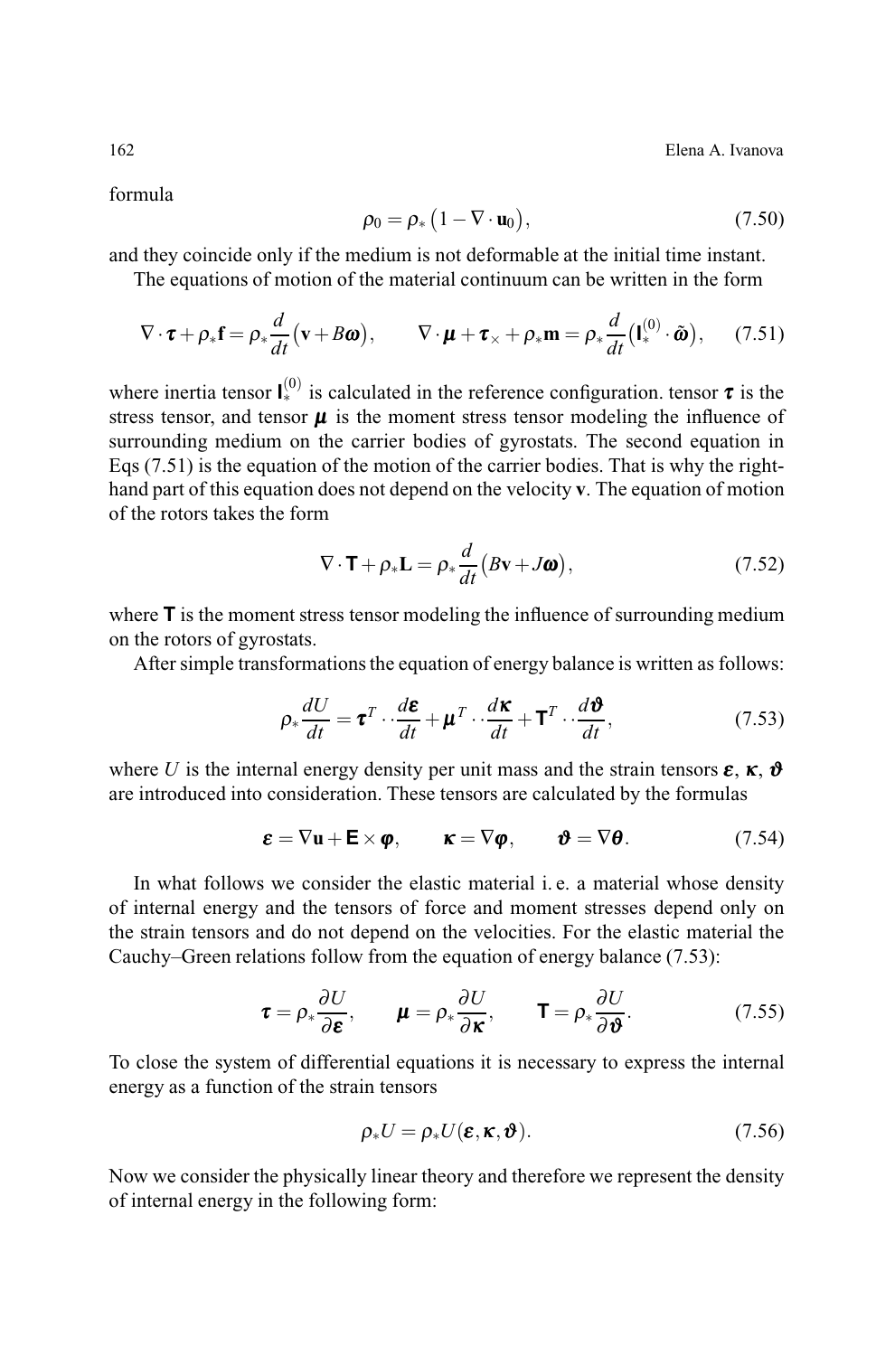formula

$$\rho_0 = \rho_* \big(1 - \nabla \cdot \mathbf{u}_0\big), \tag{7.50}$$

and they coincide only if the medium is not deformable at the initial time instant.

The equations of motion of the material continuum can be written in the form

$$\nabla \cdot \boldsymbol{\tau} + \rho_* \mathbf{f} = \rho_* \frac{d}{dt}\big(\mathbf{v} + B\boldsymbol{\omega}\big), \qquad \nabla \cdot \boldsymbol{\mu} + \boldsymbol{\tau}_\times + \rho_* \mathbf{m} = \rho_* \frac{d}{dt}\big(\mathbf{I}_*^{(0)} \cdot \tilde{\boldsymbol{\omega}}\big), \tag{7.51}$$

where inertia tensor $\mathbf{I}_*^{(0)}$ is calculated in the reference configuration. tensor $\boldsymbol{\tau}$ is the stress tensor, and tensor $\boldsymbol{\mu}$ is the moment stress tensor modeling the influence of surrounding medium on the carrier bodies of gyrostats. The second equation in Eqs (7.51) is the equation of the motion of the carrier bodies. That is why the right-hand part of this equation does not depend on the velocity $\mathbf{v}$. The equation of motion of the rotors takes the form

$$\nabla \cdot \mathbf{T} + \rho_* \mathbf{L} = \rho_* \frac{d}{dt}\big(B\mathbf{v} + J\boldsymbol{\omega}\big), \tag{7.52}$$

where $\mathbf{T}$ is the moment stress tensor modeling the influence of surrounding medium on the rotors of gyrostats.

After simple transformations the equation of energy balance is written as follows:

$$\rho_* \frac{dU}{dt} = \boldsymbol{\tau}^T \cdot\cdot \frac{d\boldsymbol{\varepsilon}}{dt} + \boldsymbol{\mu}^T \cdot\cdot \frac{d\boldsymbol{\kappa}}{dt} + \mathbf{T}^T \cdot\cdot \frac{d\boldsymbol{\vartheta}}{dt}, \tag{7.53}$$

where $U$ is the internal energy density per unit mass and the strain tensors $\boldsymbol{\varepsilon}$, $\boldsymbol{\kappa}$, $\boldsymbol{\vartheta}$ are introduced into consideration. These tensors are calculated by the formulas

$$\boldsymbol{\varepsilon} = \nabla \mathbf{u} + \mathbf{E} \times \boldsymbol{\varphi}, \qquad \boldsymbol{\kappa} = \nabla \boldsymbol{\varphi}, \qquad \boldsymbol{\vartheta} = \nabla \boldsymbol{\theta}. \tag{7.54}$$

In what follows we consider the elastic material i. e. a material whose density of internal energy and the tensors of force and moment stresses depend only on the strain tensors and do not depend on the velocities. For the elastic material the Cauchy–Green relations follow from the equation of energy balance (7.53):

$$\boldsymbol{\tau} = \rho_* \frac{\partial U}{\partial \boldsymbol{\varepsilon}}, \qquad \boldsymbol{\mu} = \rho_* \frac{\partial U}{\partial \boldsymbol{\kappa}}, \qquad \mathbf{T} = \rho_* \frac{\partial U}{\partial \boldsymbol{\vartheta}}. \tag{7.55}$$

To close the system of differential equations it is necessary to express the internal energy as a function of the strain tensors

$$\rho_* U = \rho_* U(\boldsymbol{\varepsilon}, \boldsymbol{\kappa}, \boldsymbol{\vartheta}). \tag{7.56}$$

Now we consider the physically linear theory and therefore we represent the density of internal energy in the following form: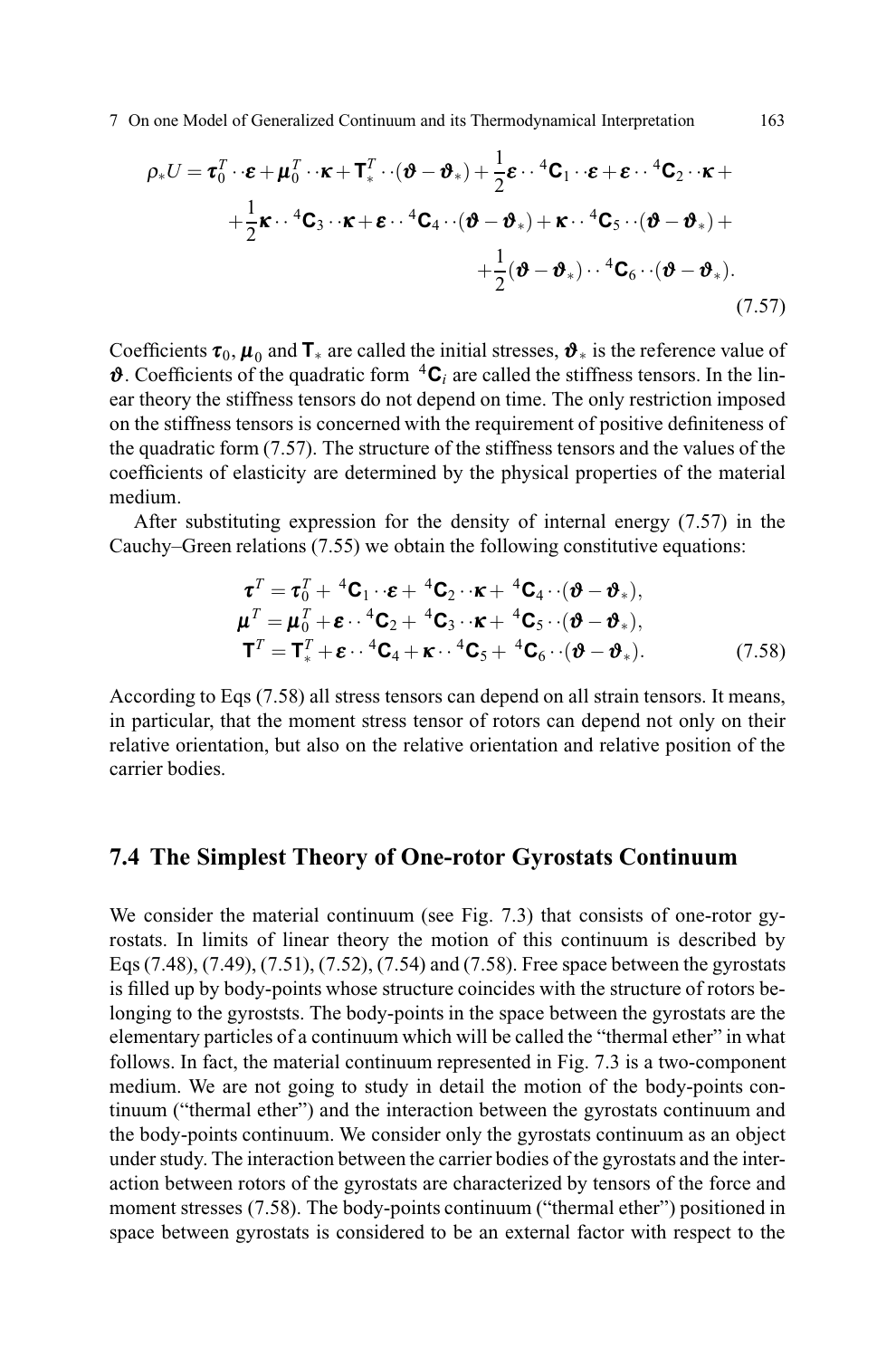$$\rho_* U = \boldsymbol{\tau}_0^T \cdot\cdot \boldsymbol{\varepsilon} + \boldsymbol{\mu}_0^T \cdot\cdot \boldsymbol{\kappa} + \mathbf{T}_*^T \cdot\cdot (\boldsymbol{\vartheta} - \boldsymbol{\vartheta}_*) + \frac{1}{2} \boldsymbol{\varepsilon} \cdot\cdot {}^4\mathbf{C}_1 \cdot\cdot \boldsymbol{\varepsilon} + \boldsymbol{\varepsilon} \cdot\cdot {}^4\mathbf{C}_2 \cdot\cdot \boldsymbol{\kappa} +$$
$$+ \frac{1}{2} \boldsymbol{\kappa} \cdot\cdot {}^4\mathbf{C}_3 \cdot\cdot \boldsymbol{\kappa} + \boldsymbol{\varepsilon} \cdot\cdot {}^4\mathbf{C}_4 \cdot\cdot (\boldsymbol{\vartheta} - \boldsymbol{\vartheta}_*) + \boldsymbol{\kappa} \cdot\cdot {}^4\mathbf{C}_5 \cdot\cdot (\boldsymbol{\vartheta} - \boldsymbol{\vartheta}_*) +$$
$$+ \frac{1}{2} (\boldsymbol{\vartheta} - \boldsymbol{\vartheta}_*) \cdot\cdot {}^4\mathbf{C}_6 \cdot\cdot (\boldsymbol{\vartheta} - \boldsymbol{\vartheta}_*). \tag{7.57}$$

Coefficients $\boldsymbol{\tau}_0$, $\boldsymbol{\mu}_0$ and $\mathbf{T}_*$ are called the initial stresses, $\boldsymbol{\vartheta}_*$ is the reference value of $\boldsymbol{\vartheta}$. Coefficients of the quadratic form ${}^4\mathbf{C}_i$ are called the stiffness tensors. In the linear theory the stiffness tensors do not depend on time. The only restriction imposed on the stiffness tensors is concerned with the requirement of positive definiteness of the quadratic form (7.57). The structure of the stiffness tensors and the values of the coefficients of elasticity are determined by the physical properties of the material medium.

After substituting expression for the density of internal energy (7.57) in the Cauchy–Green relations (7.55) we obtain the following constitutive equations:

$$\begin{aligned}
\boldsymbol{\tau}^T &= \boldsymbol{\tau}_0^T + {}^4\mathbf{C}_1 \cdot\cdot \boldsymbol{\varepsilon} + {}^4\mathbf{C}_2 \cdot\cdot \boldsymbol{\kappa} + {}^4\mathbf{C}_4 \cdot\cdot (\boldsymbol{\vartheta} - \boldsymbol{\vartheta}_*),\\
\boldsymbol{\mu}^T &= \boldsymbol{\mu}_0^T + \boldsymbol{\varepsilon} \cdot\cdot {}^4\mathbf{C}_2 + {}^4\mathbf{C}_3 \cdot\cdot \boldsymbol{\kappa} + {}^4\mathbf{C}_5 \cdot\cdot (\boldsymbol{\vartheta} - \boldsymbol{\vartheta}_*),\\
\mathbf{T}^T &= \mathbf{T}_*^T + \boldsymbol{\varepsilon} \cdot\cdot {}^4\mathbf{C}_4 + \boldsymbol{\kappa} \cdot\cdot {}^4\mathbf{C}_5 + {}^4\mathbf{C}_6 \cdot\cdot (\boldsymbol{\vartheta} - \boldsymbol{\vartheta}_*).
\end{aligned} \tag{7.58}$$

According to Eqs (7.58) all stress tensors can depend on all strain tensors. It means, in particular, that the moment stress tensor of rotors can depend not only on their relative orientation, but also on the relative orientation and relative position of the carrier bodies.

## 7.4 The Simplest Theory of One-rotor Gyrostats Continuum

We consider the material continuum (see Fig. 7.3) that consists of one-rotor gyrostats. In limits of linear theory the motion of this continuum is described by Eqs (7.48), (7.49), (7.51), (7.52), (7.54) and (7.58). Free space between the gyrostats is filled up by body-points whose structure coincides with the structure of rotors belonging to the gyroststs. The body-points in the space between the gyrostats are the elementary particles of a continuum which will be called the "thermal ether" in what follows. In fact, the material continuum represented in Fig. 7.3 is a two-component medium. We are not going to study in detail the motion of the body-points continuum ("thermal ether") and the interaction between the gyrostats continuum and the body-points continuum. We consider only the gyrostats continuum as an object under study. The interaction between the carrier bodies of the gyrostats and the interaction between rotors of the gyrostats are characterized by tensors of the force and moment stresses (7.58). The body-points continuum ("thermal ether") positioned in space between gyrostats is considered to be an external factor with respect to the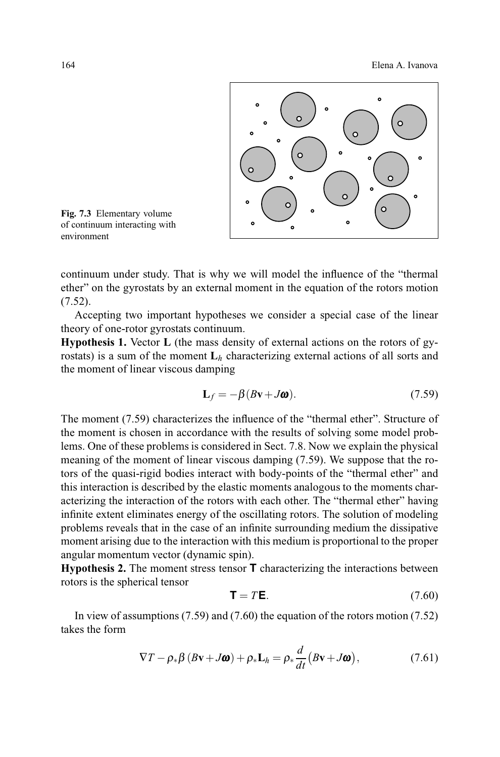Fig. 7.3 Elementary volume of continuum interacting with environment

continuum under study. That is why we will model the influence of the "thermal ether" on the gyrostats by an external moment in the equation of the rotors motion (7.52).

Accepting two important hypotheses we consider a special case of the linear theory of one-rotor gyrostats continuum.

**Hypothesis 1.** Vector $\mathbf{L}$ (the mass density of external actions on the rotors of gyrostats) is a sum of the moment $\mathbf{L}_h$ characterizing external actions of all sorts and the moment of linear viscous damping

$$\mathbf{L}_f = -\beta(B\mathbf{v} + J\boldsymbol{\omega}). \tag{7.59}$$

The moment (7.59) characterizes the influence of the "thermal ether". Structure of the moment is chosen in accordance with the results of solving some model problems. One of these problems is considered in Sect. 7.8. Now we explain the physical meaning of the moment of linear viscous damping (7.59). We suppose that the rotors of the quasi-rigid bodies interact with body-points of the "thermal ether" and this interaction is described by the elastic moments analogous to the moments characterizing the interaction of the rotors with each other. The "thermal ether" having infinite extent eliminates energy of the oscillating rotors. The solution of modeling problems reveals that in the case of an infinite surrounding medium the dissipative moment arising due to the interaction with this medium is proportional to the proper angular momentum vector (dynamic spin).

**Hypothesis 2.** The moment stress tensor $\mathbf{T}$ characterizing the interactions between rotors is the spherical tensor

$$\mathbf{T} = T\mathbf{E}. \tag{7.60}$$

In view of assumptions (7.59) and (7.60) the equation of the rotors motion (7.52) takes the form

$$\nabla T - \rho_* \beta\,(B\mathbf{v} + J\boldsymbol{\omega}) + \rho_* \mathbf{L}_h = \rho_* \frac{d}{dt}\big(B\mathbf{v} + J\boldsymbol{\omega}\big), \tag{7.61}$$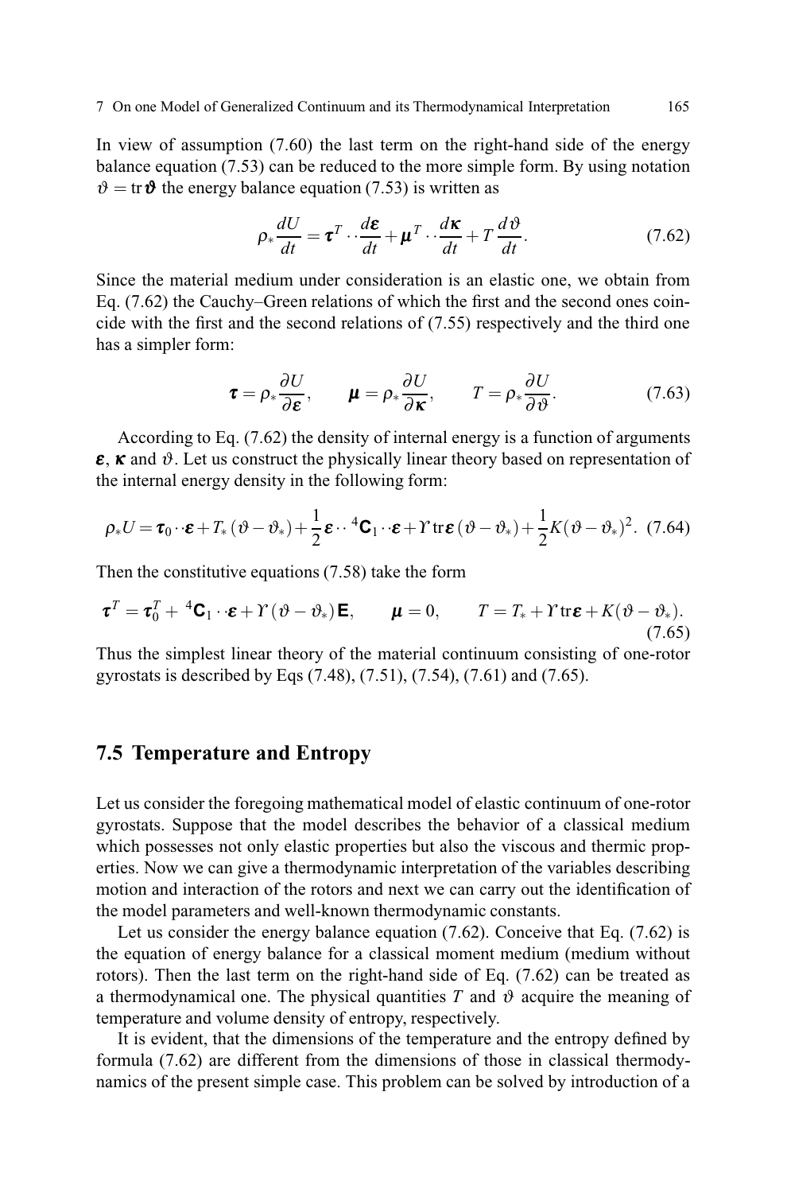In view of assumption (7.60) the last term on the right-hand side of the energy balance equation (7.53) can be reduced to the more simple form. By using notation $\vartheta = \operatorname{tr} \boldsymbol{\vartheta}$ the energy balance equation (7.53) is written as

$$\rho_* \frac{dU}{dt} = \boldsymbol{\tau}^T \cdot\cdot \frac{d\boldsymbol{\varepsilon}}{dt} + \boldsymbol{\mu}^T \cdot\cdot \frac{d\boldsymbol{\kappa}}{dt} + T \frac{d\vartheta}{dt}. \tag{7.62}$$

Since the material medium under consideration is an elastic one, we obtain from Eq. (7.62) the Cauchy–Green relations of which the first and the second ones coincide with the first and the second relations of (7.55) respectively and the third one has a simpler form:

$$\boldsymbol{\tau} = \rho_* \frac{\partial U}{\partial \boldsymbol{\varepsilon}}, \qquad \boldsymbol{\mu} = \rho_* \frac{\partial U}{\partial \boldsymbol{\kappa}}, \qquad T = \rho_* \frac{\partial U}{\partial \vartheta}. \tag{7.63}$$

According to Eq. (7.62) the density of internal energy is a function of arguments $\boldsymbol{\varepsilon}$, $\boldsymbol{\kappa}$ and $\vartheta$. Let us construct the physically linear theory based on representation of the internal energy density in the following form:

$$\rho_* U = \boldsymbol{\tau}_0 \cdot\cdot \boldsymbol{\varepsilon} + T_* (\vartheta - \vartheta_*) + \frac{1}{2} \boldsymbol{\varepsilon} \cdot\cdot {}^4\mathbf{C}_1 \cdot\cdot \boldsymbol{\varepsilon} + \Upsilon \operatorname{tr} \boldsymbol{\varepsilon} (\vartheta - \vartheta_*) + \frac{1}{2} K (\vartheta - \vartheta_*)^2. \tag{7.64}$$

Then the constitutive equations (7.58) take the form

$$\boldsymbol{\tau}^T = \boldsymbol{\tau}_0^T + {}^4\mathbf{C}_1 \cdot\cdot \boldsymbol{\varepsilon} + \Upsilon (\vartheta - \vartheta_*) \mathbf{E}, \qquad \boldsymbol{\mu} = 0, \qquad T = T_* + \Upsilon \operatorname{tr} \boldsymbol{\varepsilon} + K (\vartheta - \vartheta_*). \tag{7.65}$$

Thus the simplest linear theory of the material continuum consisting of one-rotor gyrostats is described by Eqs (7.48), (7.51), (7.54), (7.61) and (7.65).

## 7.5 Temperature and Entropy

Let us consider the foregoing mathematical model of elastic continuum of one-rotor gyrostats. Suppose that the model describes the behavior of a classical medium which possesses not only elastic properties but also the viscous and thermic properties. Now we can give a thermodynamic interpretation of the variables describing motion and interaction of the rotors and next we can carry out the identification of the model parameters and well-known thermodynamic constants.

Let us consider the energy balance equation (7.62). Conceive that Eq. (7.62) is the equation of energy balance for a classical moment medium (medium without rotors). Then the last term on the right-hand side of Eq. (7.62) can be treated as a thermodynamical one. The physical quantities $T$ and $\vartheta$ acquire the meaning of temperature and volume density of entropy, respectively.

It is evident, that the dimensions of the temperature and the entropy defined by formula (7.62) are different from the dimensions of those in classical thermodynamics of the present simple case. This problem can be solved by introduction of a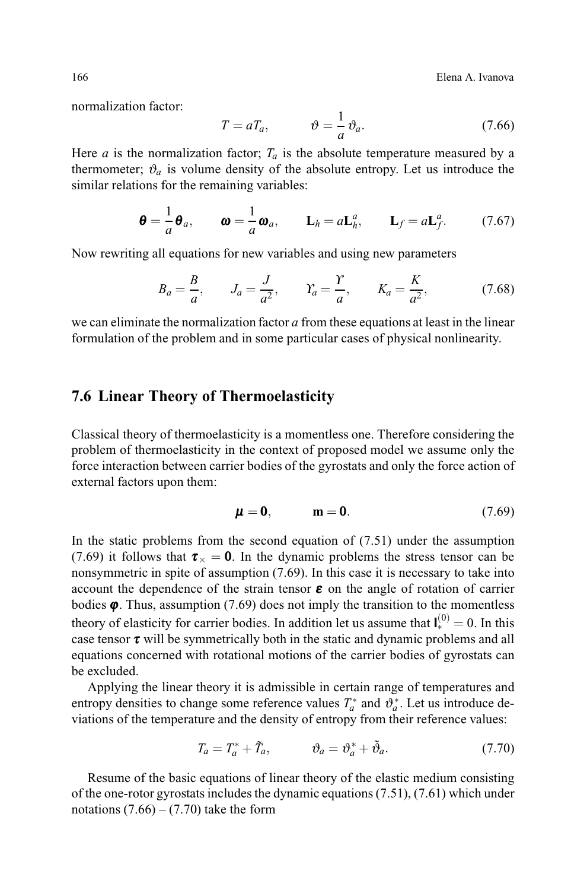normalization factor:

$$T = aT_a, \qquad \vartheta = \frac{1}{a}\,\vartheta_a. \tag{7.66}$$

Here $a$ is the normalization factor; $T_a$ is the absolute temperature measured by a thermometer; $\vartheta_a$ is volume density of the absolute entropy. Let us introduce the similar relations for the remaining variables:

$$\boldsymbol{\theta} = \frac{1}{a}\,\boldsymbol{\theta}_a, \qquad \boldsymbol{\omega} = \frac{1}{a}\,\boldsymbol{\omega}_a, \qquad \mathbf{L}_h = a\mathbf{L}_h^a, \qquad \mathbf{L}_f = a\mathbf{L}_f^a. \tag{7.67}$$

Now rewriting all equations for new variables and using new parameters

$$B_a = \frac{B}{a}, \qquad J_a = \frac{J}{a^2}, \qquad \Upsilon_a = \frac{\Upsilon}{a}, \qquad K_a = \frac{K}{a^2}, \tag{7.68}$$

we can eliminate the normalization factor $a$ from these equations at least in the linear formulation of the problem and in some particular cases of physical nonlinearity.

## 7.6 Linear Theory of Thermoelasticity

Classical theory of thermoelasticity is a momentless one. Therefore considering the problem of thermoelasticity in the context of proposed model we assume only the force interaction between carrier bodies of the gyrostats and only the force action of external factors upon them:

$$\boldsymbol{\mu} = \mathbf{0}, \qquad \mathbf{m} = \mathbf{0}. \tag{7.69}$$

In the static problems from the second equation of (7.51) under the assumption (7.69) it follows that $\boldsymbol{\tau}_\times = \mathbf{0}$. In the dynamic problems the stress tensor can be nonsymmetric in spite of assumption (7.69). In this case it is necessary to take into account the dependence of the strain tensor $\boldsymbol{\varepsilon}$ on the angle of rotation of carrier bodies $\boldsymbol{\varphi}$. Thus, assumption (7.69) does not imply the transition to the momentless theory of elasticity for carrier bodies. In addition let us assume that $\mathbf{I}_*^{(0)} = 0$. In this case tensor $\boldsymbol{\tau}$ will be symmetrically both in the static and dynamic problems and all equations concerned with rotational motions of the carrier bodies of gyrostats can be excluded.

Applying the linear theory it is admissible in certain range of temperatures and entropy densities to change some reference values $T_a^*$ and $\vartheta_a^*$. Let us introduce deviations of the temperature and the density of entropy from their reference values:

$$T_a = T_a^* + \tilde{T}_a, \qquad \vartheta_a = \vartheta_a^* + \tilde{\vartheta}_a. \tag{7.70}$$

Resume of the basic equations of linear theory of the elastic medium consisting of the one-rotor gyrostats includes the dynamic equations (7.51), (7.61) which under notations (7.66) – (7.70) take the form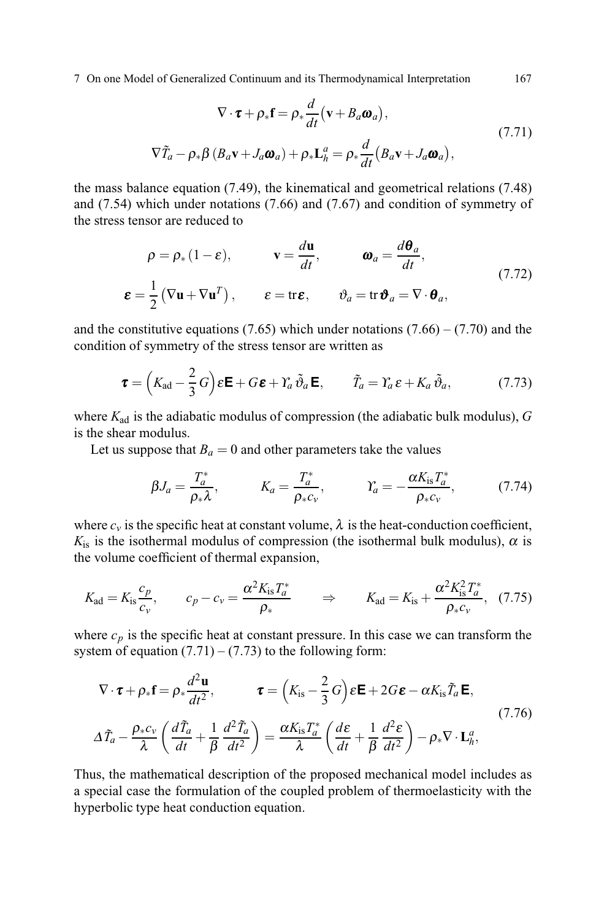$$
\begin{gathered}
\nabla \cdot \boldsymbol{\tau} + \rho_* \mathbf{f} = \rho_* \frac{d}{dt}\big(\mathbf{v} + B_a \boldsymbol{\omega}_a\big), \\
\nabla \tilde{T}_a - \rho_* \beta \left(B_a \mathbf{v} + J_a \boldsymbol{\omega}_a\right) + \rho_* \mathbf{L}_h^a = \rho_* \frac{d}{dt}\big(B_a \mathbf{v} + J_a \boldsymbol{\omega}_a\big),
\end{gathered}
\tag{7.71}
$$

the mass balance equation (7.49), the kinematical and geometrical relations (7.48) and (7.54) which under notations (7.66) and (7.67) and condition of symmetry of the stress tensor are reduced to

$$
\begin{gathered}
\rho = \rho_* (1 - \varepsilon), \qquad \mathbf{v} = \frac{d\mathbf{u}}{dt}, \qquad \boldsymbol{\omega}_a = \frac{d\boldsymbol{\theta}_a}{dt}, \\
\boldsymbol{\varepsilon} = \frac{1}{2}\left(\nabla \mathbf{u} + \nabla \mathbf{u}^T\right), \qquad \varepsilon = \operatorname{tr} \boldsymbol{\varepsilon}, \qquad \vartheta_a = \operatorname{tr} \boldsymbol{\vartheta}_a = \nabla \cdot \boldsymbol{\theta}_a,
\end{gathered}
\tag{7.72}
$$

and the constitutive equations (7.65) which under notations (7.66) – (7.70) and the condition of symmetry of the stress tensor are written as

$$
\boldsymbol{\tau} = \left(K_{\text{ad}} - \frac{2}{3} G\right) \varepsilon \mathbf{E} + G \boldsymbol{\varepsilon} + \Upsilon_a \tilde{\vartheta}_a \mathbf{E}, \qquad \tilde{T}_a = \Upsilon_a \varepsilon + K_a \tilde{\vartheta}_a,
\tag{7.73}
$$

where $K_{\text{ad}}$ is the adiabatic modulus of compression (the adiabatic bulk modulus), $G$ is the shear modulus.

Let us suppose that $B_a = 0$ and other parameters take the values

$$
\beta J_a = \frac{T_a^*}{\rho_* \lambda}, \qquad K_a = \frac{T_a^*}{\rho_* c_v}, \qquad \Upsilon_a = -\frac{\alpha K_{\text{is}} T_a^*}{\rho_* c_v},
\tag{7.74}
$$

where $c_v$ is the specific heat at constant volume, $\lambda$ is the heat-conduction coefficient, $K_{\text{is}}$ is the isothermal modulus of compression (the isothermal bulk modulus), $\alpha$ is the volume coefficient of thermal expansion,

$$
K_{\text{ad}} = K_{\text{is}} \frac{c_p}{c_v}, \qquad c_p - c_v = \frac{\alpha^2 K_{\text{is}} T_a^*}{\rho_*} \qquad \Rightarrow \qquad K_{\text{ad}} = K_{\text{is}} + \frac{\alpha^2 K_{\text{is}}^2 T_a^*}{\rho_* c_v},
\tag{7.75}
$$

where $c_p$ is the specific heat at constant pressure. In this case we can transform the system of equation (7.71) – (7.73) to the following form:

$$
\begin{gathered}
\nabla \cdot \boldsymbol{\tau} + \rho_* \mathbf{f} = \rho_* \frac{d^2 \mathbf{u}}{dt^2}, \qquad \boldsymbol{\tau} = \left(K_{\text{is}} - \frac{2}{3} G\right) \varepsilon \mathbf{E} + 2G \boldsymbol{\varepsilon} - \alpha K_{\text{is}} \tilde{T}_a \mathbf{E}, \\
\Delta \tilde{T}_a - \frac{\rho_* c_v}{\lambda} \left(\frac{d\tilde{T}_a}{dt} + \frac{1}{\beta} \frac{d^2 \tilde{T}_a}{dt^2}\right) = \frac{\alpha K_{\text{is}} T_a^*}{\lambda} \left(\frac{d\varepsilon}{dt} + \frac{1}{\beta} \frac{d^2 \varepsilon}{dt^2}\right) - \rho_* \nabla \cdot \mathbf{L}_h^a,
\end{gathered}
\tag{7.76}
$$

Thus, the mathematical description of the proposed mechanical model includes as a special case the formulation of the coupled problem of thermoelasticity with the hyperbolic type heat conduction equation.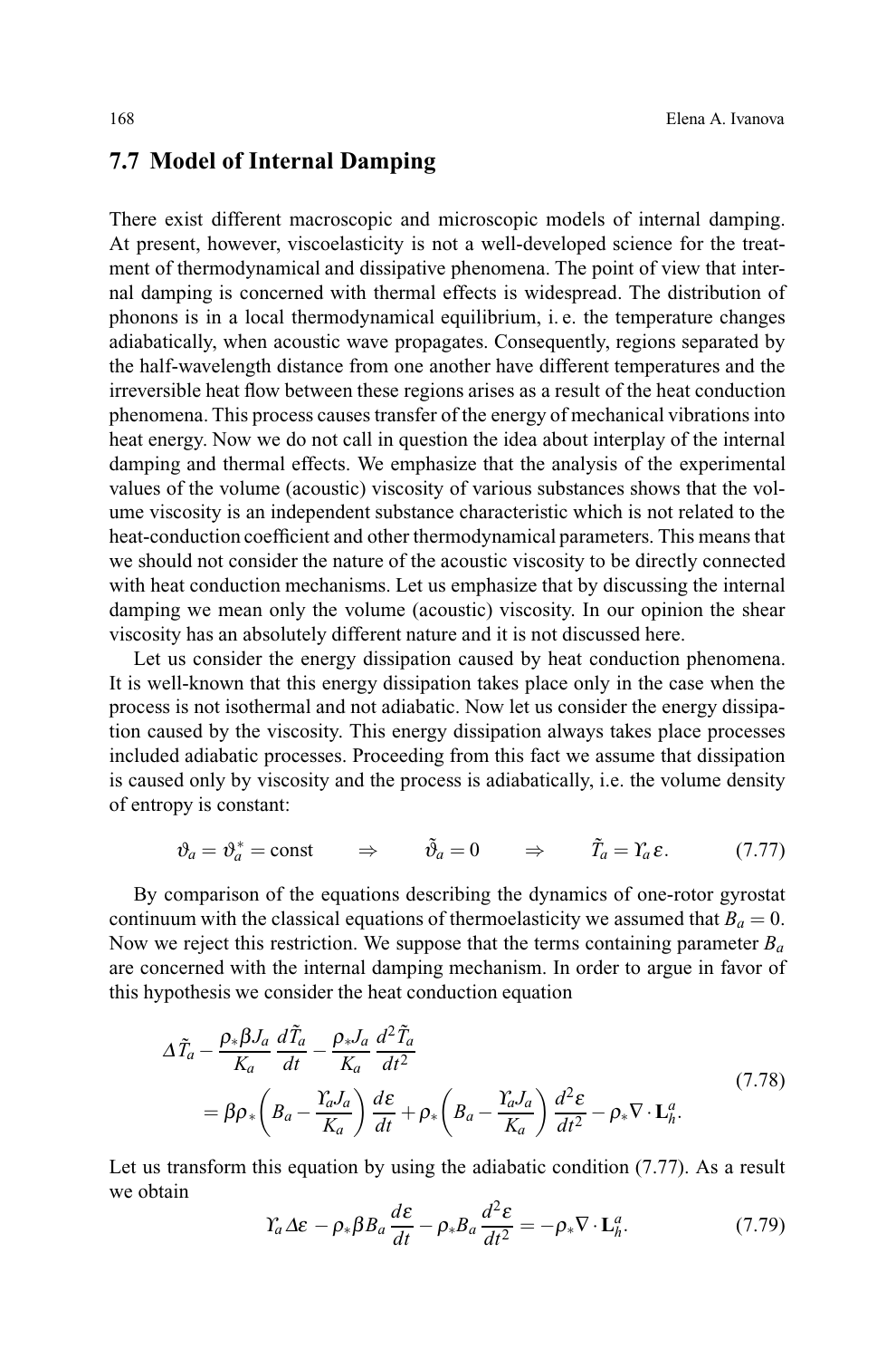## 7.7 Model of Internal Damping

There exist different macroscopic and microscopic models of internal damping. At present, however, viscoelasticity is not a well-developed science for the treatment of thermodynamical and dissipative phenomena. The point of view that internal damping is concerned with thermal effects is widespread. The distribution of phonons is in a local thermodynamical equilibrium, i. e. the temperature changes adiabatically, when acoustic wave propagates. Consequently, regions separated by the half-wavelength distance from one another have different temperatures and the irreversible heat flow between these regions arises as a result of the heat conduction phenomena. This process causes transfer of the energy of mechanical vibrations into heat energy. Now we do not call in question the idea about interplay of the internal damping and thermal effects. We emphasize that the analysis of the experimental values of the volume (acoustic) viscosity of various substances shows that the volume viscosity is an independent substance characteristic which is not related to the heat-conduction coefficient and other thermodynamical parameters. This means that we should not consider the nature of the acoustic viscosity to be directly connected with heat conduction mechanisms. Let us emphasize that by discussing the internal damping we mean only the volume (acoustic) viscosity. In our opinion the shear viscosity has an absolutely different nature and it is not discussed here.

Let us consider the energy dissipation caused by heat conduction phenomena. It is well-known that this energy dissipation takes place only in the case when the process is not isothermal and not adiabatic. Now let us consider the energy dissipation caused by the viscosity. This energy dissipation always takes place processes included adiabatic processes. Proceeding from this fact we assume that dissipation is caused only by viscosity and the process is adiabatically, i.e. the volume density of entropy is constant:

$$\vartheta_a = \vartheta_a^* = \text{const} \qquad \Rightarrow \qquad \tilde{\vartheta}_a = 0 \qquad \Rightarrow \qquad \tilde{T}_a = \Upsilon_a \, \varepsilon. \tag{7.77}$$

By comparison of the equations describing the dynamics of one-rotor gyrostat continuum with the classical equations of thermoelasticity we assumed that $B_a = 0$. Now we reject this restriction. We suppose that the terms containing parameter $B_a$ are concerned with the internal damping mechanism. In order to argue in favor of this hypothesis we consider the heat conduction equation

$$\begin{aligned}
&\Delta \tilde{T}_a - \frac{\rho_* \beta J_a}{K_a} \frac{d\tilde{T}_a}{dt} - \frac{\rho_* J_a}{K_a} \frac{d^2 \tilde{T}_a}{dt^2} \\
&\quad = \beta \rho_* \left( B_a - \frac{\Upsilon_a J_a}{K_a} \right) \frac{d\varepsilon}{dt} + \rho_* \left( B_a - \frac{\Upsilon_a J_a}{K_a} \right) \frac{d^2 \varepsilon}{dt^2} - \rho_* \nabla \cdot \mathbf{L}_h^a.
\end{aligned} \tag{7.78}$$

Let us transform this equation by using the adiabatic condition (7.77). As a result we obtain

$$\Upsilon_a \Delta \varepsilon - \rho_* \beta B_a \frac{d\varepsilon}{dt} - \rho_* B_a \frac{d^2 \varepsilon}{dt^2} = -\rho_* \nabla \cdot \mathbf{L}_h^a. \tag{7.79}$$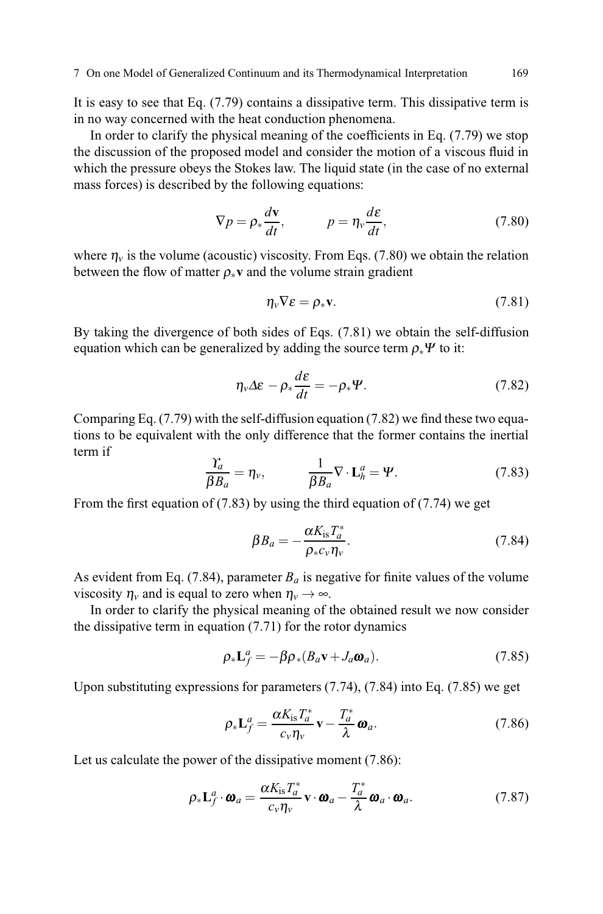It is easy to see that Eq. (7.79) contains a dissipative term. This dissipative term is in no way concerned with the heat conduction phenomena.

In order to clarify the physical meaning of the coefficients in Eq. (7.79) we stop the discussion of the proposed model and consider the motion of a viscous fluid in which the pressure obeys the Stokes law. The liquid state (in the case of no external mass forces) is described by the following equations:

$$\nabla p = \rho_* \frac{d\mathbf{v}}{dt}, \qquad p = \eta_v \frac{d\varepsilon}{dt}, \tag{7.80}$$

where $\eta_v$ is the volume (acoustic) viscosity. From Eqs. (7.80) we obtain the relation between the flow of matter $\rho_* \mathbf{v}$ and the volume strain gradient

$$\eta_v \nabla \varepsilon = \rho_* \mathbf{v}. \tag{7.81}$$

By taking the divergence of both sides of Eqs. (7.81) we obtain the self-diffusion equation which can be generalized by adding the source term $\rho_* \Psi$ to it:

$$\eta_v \Delta \varepsilon - \rho_* \frac{d\varepsilon}{dt} = -\rho_* \Psi. \tag{7.82}$$

Comparing Eq. (7.79) with the self-diffusion equation (7.82) we find these two equations to be equivalent with the only difference that the former contains the inertial term if

$$\frac{\Upsilon_a}{\beta B_a} = \eta_v, \qquad \frac{1}{\beta B_a} \nabla \cdot \mathbf{L}_h^a = \Psi. \tag{7.83}$$

From the first equation of (7.83) by using the third equation of (7.74) we get

$$\beta B_a = -\frac{\alpha K_{\text{is}} T_a^*}{\rho_* c_v \eta_v}. \tag{7.84}$$

As evident from Eq. (7.84), parameter $B_a$ is negative for finite values of the volume viscosity $\eta_v$ and is equal to zero when $\eta_v \to \infty$.

In order to clarify the physical meaning of the obtained result we now consider the dissipative term in equation (7.71) for the rotor dynamics

$$\rho_* \mathbf{L}_f^a = -\beta \rho_* (B_a \mathbf{v} + J_a \boldsymbol{\omega}_a). \tag{7.85}$$

Upon substituting expressions for parameters (7.74), (7.84) into Eq. (7.85) we get

$$\rho_* \mathbf{L}_f^a = \frac{\alpha K_{\text{is}} T_a^*}{c_v \eta_v} \mathbf{v} - \frac{T_a^*}{\lambda} \boldsymbol{\omega}_a. \tag{7.86}$$

Let us calculate the power of the dissipative moment (7.86):

$$\rho_* \mathbf{L}_f^a \cdot \boldsymbol{\omega}_a = \frac{\alpha K_{\text{is}} T_a^*}{c_v \eta_v} \mathbf{v} \cdot \boldsymbol{\omega}_a - \frac{T_a^*}{\lambda} \boldsymbol{\omega}_a \cdot \boldsymbol{\omega}_a. \tag{7.87}$$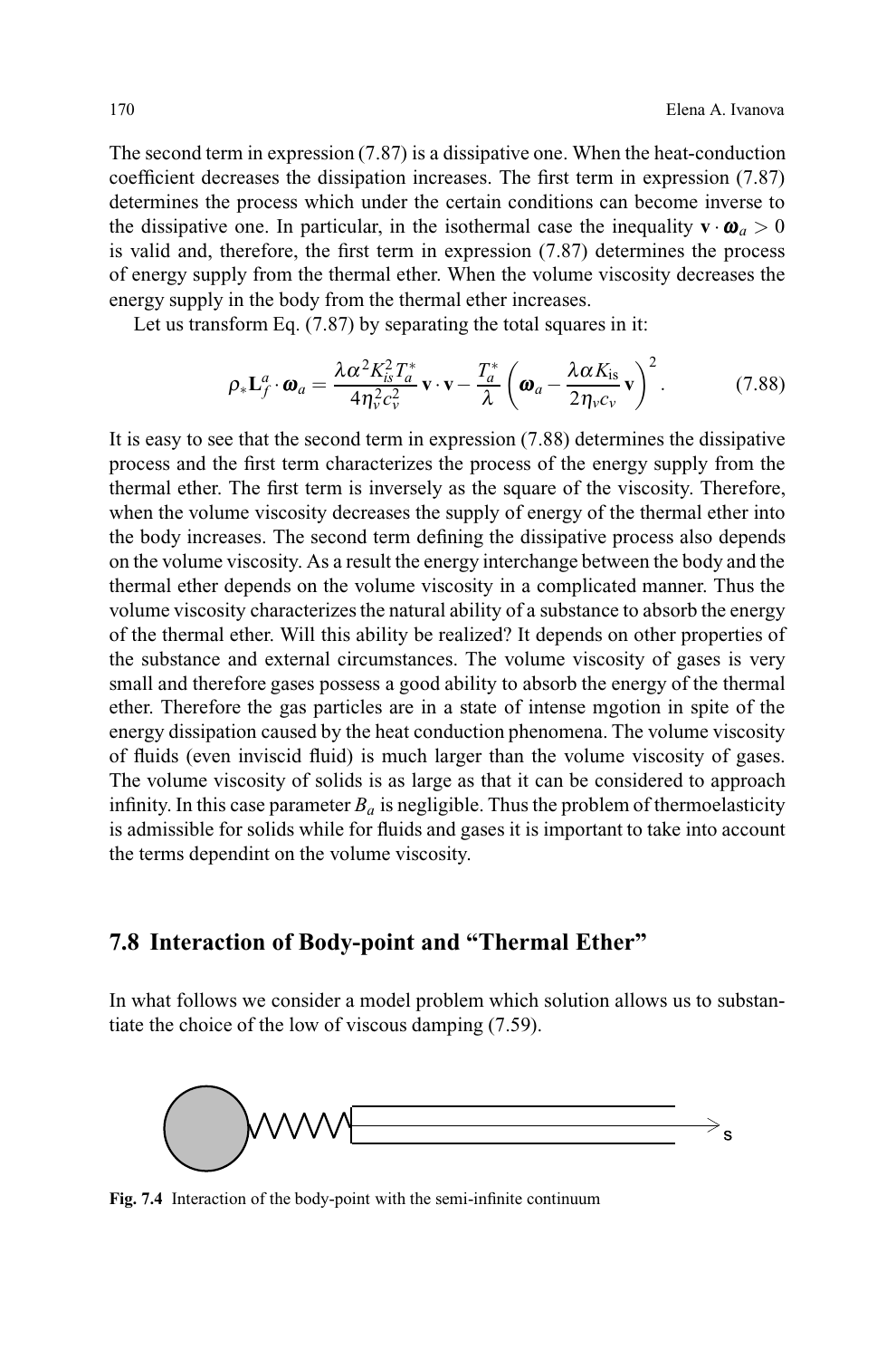The second term in expression (7.87) is a dissipative one. When the heat-conduction coefficient decreases the dissipation increases. The first term in expression (7.87) determines the process which under the certain conditions can become inverse to the dissipative one. In particular, in the isothermal case the inequality $\mathbf{v} \cdot \boldsymbol{\omega}_a > 0$ is valid and, therefore, the first term in expression (7.87) determines the process of energy supply from the thermal ether. When the volume viscosity decreases the energy supply in the body from the thermal ether increases.

Let us transform Eq. (7.87) by separating the total squares in it:

$$\rho_* \mathbf{L}_f^a \cdot \boldsymbol{\omega}_a = \frac{\lambda \alpha^2 K_{is}^2 T_a^*}{4\eta_v^2 c_v^2} \mathbf{v} \cdot \mathbf{v} - \frac{T_a^*}{\lambda} \left( \boldsymbol{\omega}_a - \frac{\lambda \alpha K_{\text{is}}}{2\eta_v c_v} \mathbf{v} \right)^2 . \tag{7.88}$$

It is easy to see that the second term in expression (7.88) determines the dissipative process and the first term characterizes the process of the energy supply from the thermal ether. The first term is inversely as the square of the viscosity. Therefore, when the volume viscosity decreases the supply of energy of the thermal ether into the body increases. The second term defining the dissipative process also depends on the volume viscosity. As a result the energy interchange between the body and the thermal ether depends on the volume viscosity in a complicated manner. Thus the volume viscosity characterizes the natural ability of a substance to absorb the energy of the thermal ether. Will this ability be realized? It depends on other properties of the substance and external circumstances. The volume viscosity of gases is very small and therefore gases possess a good ability to absorb the energy of the thermal ether. Therefore the gas particles are in a state of intense mgotion in spite of the energy dissipation caused by the heat conduction phenomena. The volume viscosity of fluids (even inviscid fluid) is much larger than the volume viscosity of gases. The volume viscosity of solids is as large as that it can be considered to approach infinity. In this case parameter $B_a$ is negligible. Thus the problem of thermoelasticity is admissible for solids while for fluids and gases it is important to take into account the terms dependint on the volume viscosity.

## 7.8 Interaction of Body-point and "Thermal Ether"

In what follows we consider a model problem which solution allows us to substantiate the choice of the low of viscous damping (7.59).

**Fig. 7.4** Interaction of the body-point with the semi-infinite continuum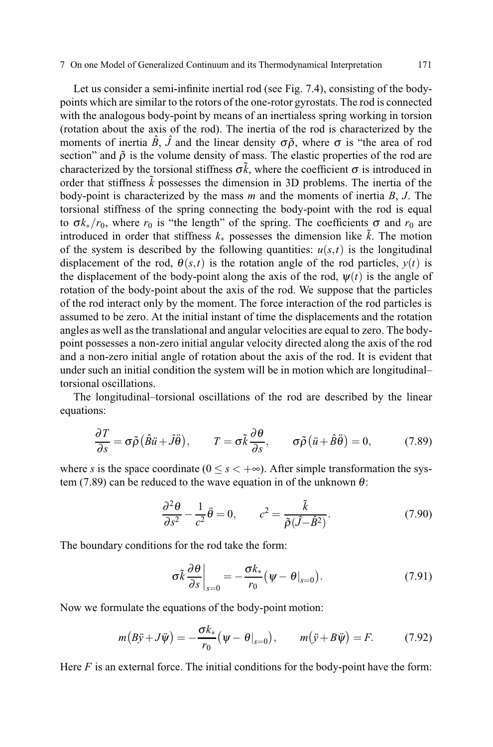Let us consider a semi-infinite inertial rod (see Fig. 7.4), consisting of the body-points which are similar to the rotors of the one-rotor gyrostats. The rod is connected with the analogous body-point by means of an inertialess spring working in torsion (rotation about the axis of the rod). The inertia of the rod is characterized by the moments of inertia $\hat{B}$, $\hat{J}$ and the linear density $\sigma\tilde{\rho}$, where $\sigma$ is "the area of rod section" and $\tilde{\rho}$ is the volume density of mass. The elastic properties of the rod are characterized by the torsional stiffness $\sigma\tilde{k}$, where the coefficient $\sigma$ is introduced in order that stiffness $\tilde{k}$ possesses the dimension in 3D problems. The inertia of the body-point is characterized by the mass $m$ and the moments of inertia $B$, $J$. The torsional stiffness of the spring connecting the body-point with the rod is equal to $\sigma k_*/r_0$, where $r_0$ is "the length" of the spring. The coefficients $\sigma$ and $r_0$ are introduced in order that stiffness $k_*$ possesses the dimension like $\tilde{k}$. The motion of the system is described by the following quantities: $u(s,t)$ is the longitudinal displacement of the rod, $\theta(s,t)$ is the rotation angle of the rod particles, $y(t)$ is the displacement of the body-point along the axis of the rod, $\psi(t)$ is the angle of rotation of the body-point about the axis of the rod. We suppose that the particles of the rod interact only by the moment. The force interaction of the rod particles is assumed to be zero. At the initial instant of time the displacements and the rotation angles as well as the translational and angular velocities are equal to zero. The body-point possesses a non-zero initial angular velocity directed along the axis of the rod and a non-zero initial angle of rotation about the axis of the rod. It is evident that under such an initial condition the system will be in motion which are longitudinal–torsional oscillations.

The longitudinal–torsional oscillations of the rod are described by the linear equations:

$$\frac{\partial T}{\partial s} = \sigma\tilde{\rho}\big(\hat{B}\ddot{u} + \hat{J}\ddot{\theta}\big), \qquad T = \sigma\tilde{k}\frac{\partial \theta}{\partial s}, \qquad \sigma\tilde{\rho}\big(\ddot{u} + \hat{B}\ddot{\theta}\big) = 0, \tag{7.89}$$

where $s$ is the space coordinate ($0 \leq s < +\infty$). After simple transformation the system (7.89) can be reduced to the wave equation in of the unknown $\theta$:

$$\frac{\partial^2 \theta}{\partial s^2} - \frac{1}{c^2}\ddot{\theta} = 0, \qquad c^2 = \frac{\tilde{k}}{\tilde{\rho}(\hat{J} - \hat{B}^2)}. \tag{7.90}$$

The boundary conditions for the rod take the form:

$$\sigma\tilde{k}\left.\frac{\partial \theta}{\partial s}\right|_{s=0} = -\frac{\sigma k_*}{r_0}\big(\psi - \theta|_{s=0}\big). \tag{7.91}$$

Now we formulate the equations of the body-point motion:

$$m\big(B\ddot{y} + J\ddot{\psi}\big) = -\frac{\sigma k_*}{r_0}\big(\psi - \theta|_{s=0}\big), \qquad m\big(\ddot{y} + B\ddot{\psi}\big) = F. \tag{7.92}$$

Here $F$ is an external force. The initial conditions for the body-point have the form: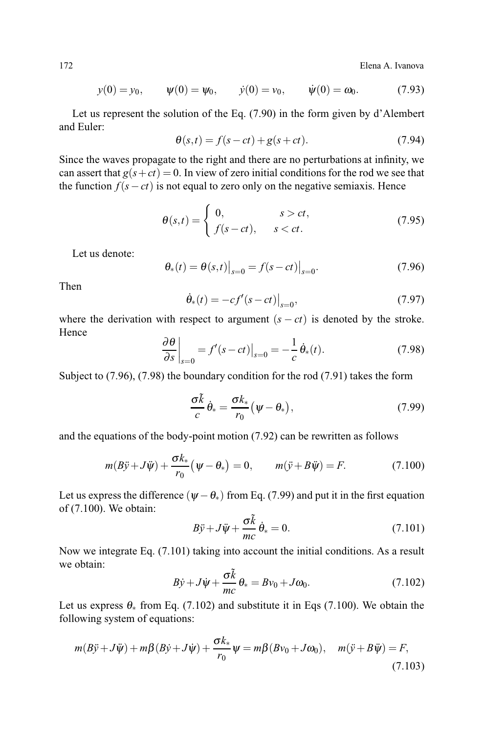$$y(0) = y_0, \qquad \psi(0) = \psi_0, \qquad \dot{y}(0) = v_0, \qquad \dot{\psi}(0) = \omega_0. \tag{7.93}$$

Let us represent the solution of the Eq. (7.90) in the form given by d'Alembert and Euler:

$$\theta(s,t) = f(s - ct) + g(s + ct). \tag{7.94}$$

Since the waves propagate to the right and there are no perturbations at infinity, we can assert that $g(s+ct) = 0$. In view of zero initial conditions for the rod we see that the function $f(s-ct)$ is not equal to zero only on the negative semiaxis. Hence

$$\theta(s,t) = \begin{cases} 0, & s > ct, \\ f(s-ct), & s < ct. \end{cases} \tag{7.95}$$

Let us denote:

$$\theta_*(t) = \theta(s,t)\big|_{s=0} = f(s-ct)\big|_{s=0}. \tag{7.96}$$

Then

$$\dot{\theta}_*(t) = -c f'(s-ct)\big|_{s=0}, \tag{7.97}$$

where the derivation with respect to argument $(s - ct)$ is denoted by the stroke. Hence

$$\left.\frac{\partial \theta}{\partial s}\right|_{s=0} = f'(s-ct)\big|_{s=0} = -\frac{1}{c}\,\dot{\theta}_*(t). \tag{7.98}$$

Subject to (7.96), (7.98) the boundary condition for the rod (7.91) takes the form

$$\frac{\sigma \tilde{k}}{c}\,\dot{\theta}_* = \frac{\sigma k_*}{r_0}\big(\psi - \theta_*\big), \tag{7.99}$$

and the equations of the body-point motion (7.92) can be rewritten as follows

$$m(B\ddot{y} + J\ddot{\psi}) + \frac{\sigma k_*}{r_0}\big(\psi - \theta_*\big) = 0, \qquad m(\ddot{y} + B\ddot{\psi}) = F. \tag{7.100}$$

Let us express the difference $(\psi - \theta_*)$ from Eq. (7.99) and put it in the first equation of (7.100). We obtain:

$$B\ddot{y} + J\ddot{\psi} + \frac{\sigma \tilde{k}}{mc}\,\dot{\theta}_* = 0. \tag{7.101}$$

Now we integrate Eq. (7.101) taking into account the initial conditions. As a result we obtain:

$$B\dot{y} + J\dot{\psi} + \frac{\sigma \tilde{k}}{mc}\,\theta_* = Bv_0 + J\omega_0. \tag{7.102}$$

Let us express $\theta_*$ from Eq. (7.102) and substitute it in Eqs (7.100). We obtain the following system of equations:

$$m(B\ddot{y} + J\ddot{\psi}) + m\beta(B\dot{y} + J\dot{\psi}) + \frac{\sigma k_*}{r_0}\psi = m\beta(Bv_0 + J\omega_0), \quad m(\ddot{y} + B\ddot{\psi}) = F, \tag{7.103}$$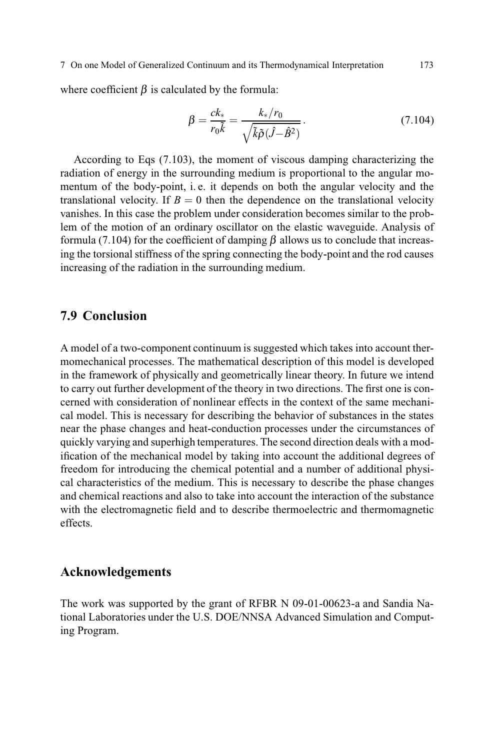where coefficient $\beta$ is calculated by the formula:

$$\beta = \frac{ck_*}{r_0\tilde{k}} = \frac{k_*/r_0}{\sqrt{\tilde{k}\tilde{\rho}(\hat{J}-\hat{B}^2)}}. \tag{7.104}$$

According to Eqs (7.103), the moment of viscous damping characterizing the radiation of energy in the surrounding medium is proportional to the angular momentum of the body-point, i. e. it depends on both the angular velocity and the translational velocity. If $B = 0$ then the dependence on the translational velocity vanishes. In this case the problem under consideration becomes similar to the problem of the motion of an ordinary oscillator on the elastic waveguide. Analysis of formula (7.104) for the coefficient of damping $\beta$ allows us to conclude that increasing the torsional stiffness of the spring connecting the body-point and the rod causes increasing of the radiation in the surrounding medium.

## 7.9 Conclusion

A model of a two-component continuum is suggested which takes into account thermomechanical processes. The mathematical description of this model is developed in the framework of physically and geometrically linear theory. In future we intend to carry out further development of the theory in two directions. The first one is concerned with consideration of nonlinear effects in the context of the same mechanical model. This is necessary for describing the behavior of substances in the states near the phase changes and heat-conduction processes under the circumstances of quickly varying and superhigh temperatures. The second direction deals with a modification of the mechanical model by taking into account the additional degrees of freedom for introducing the chemical potential and a number of additional physical characteristics of the medium. This is necessary to describe the phase changes and chemical reactions and also to take into account the interaction of the substance with the electromagnetic field and to describe thermoelectric and thermomagnetic effects.

## Acknowledgements

The work was supported by the grant of RFBR N 09-01-00623-a and Sandia National Laboratories under the U.S. DOE/NNSA Advanced Simulation and Computing Program.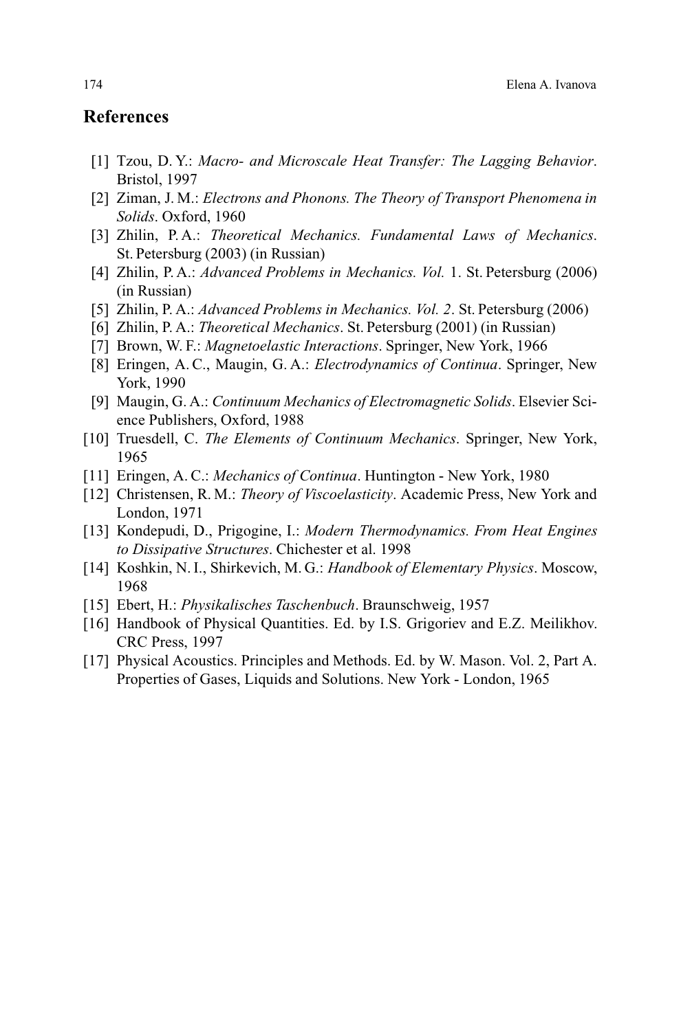## References

[1] Tzou, D. Y.: *Macro- and Microscale Heat Transfer: The Lagging Behavior*. Bristol, 1997

[2] Ziman, J. M.: *Electrons and Phonons. The Theory of Transport Phenomena in Solids*. Oxford, 1960

[3] Zhilin, P. A.: *Theoretical Mechanics. Fundamental Laws of Mechanics*. St. Petersburg (2003) (in Russian)

[4] Zhilin, P. A.: *Advanced Problems in Mechanics. Vol.* 1. St. Petersburg (2006) (in Russian)

[5] Zhilin, P. A.: *Advanced Problems in Mechanics. Vol. 2*. St. Petersburg (2006)

[6] Zhilin, P. A.: *Theoretical Mechanics*. St. Petersburg (2001) (in Russian)

[7] Brown, W. F.: *Magnetoelastic Interactions*. Springer, New York, 1966

[8] Eringen, A. C., Maugin, G. A.: *Electrodynamics of Continua*. Springer, New York, 1990

[9] Maugin, G. A.: *Continuum Mechanics of Electromagnetic Solids*. Elsevier Science Publishers, Oxford, 1988

[10] Truesdell, C. *The Elements of Continuum Mechanics*. Springer, New York, 1965

[11] Eringen, A. C.: *Mechanics of Continua*. Huntington - New York, 1980

[12] Christensen, R. M.: *Theory of Viscoelasticity*. Academic Press, New York and London, 1971

[13] Kondepudi, D., Prigogine, I.: *Modern Thermodynamics. From Heat Engines to Dissipative Structures*. Chichester et al. 1998

[14] Koshkin, N. I., Shirkevich, M. G.: *Handbook of Elementary Physics*. Moscow, 1968

[15] Ebert, H.: *Physikalisches Taschenbuch*. Braunschweig, 1957

[16] Handbook of Physical Quantities. Ed. by I.S. Grigoriev and E.Z. Meilikhov. CRC Press, 1997

[17] Physical Acoustics. Principles and Methods. Ed. by W. Mason. Vol. 2, Part A. Properties of Gases, Liquids and Solutions. New York - London, 1965